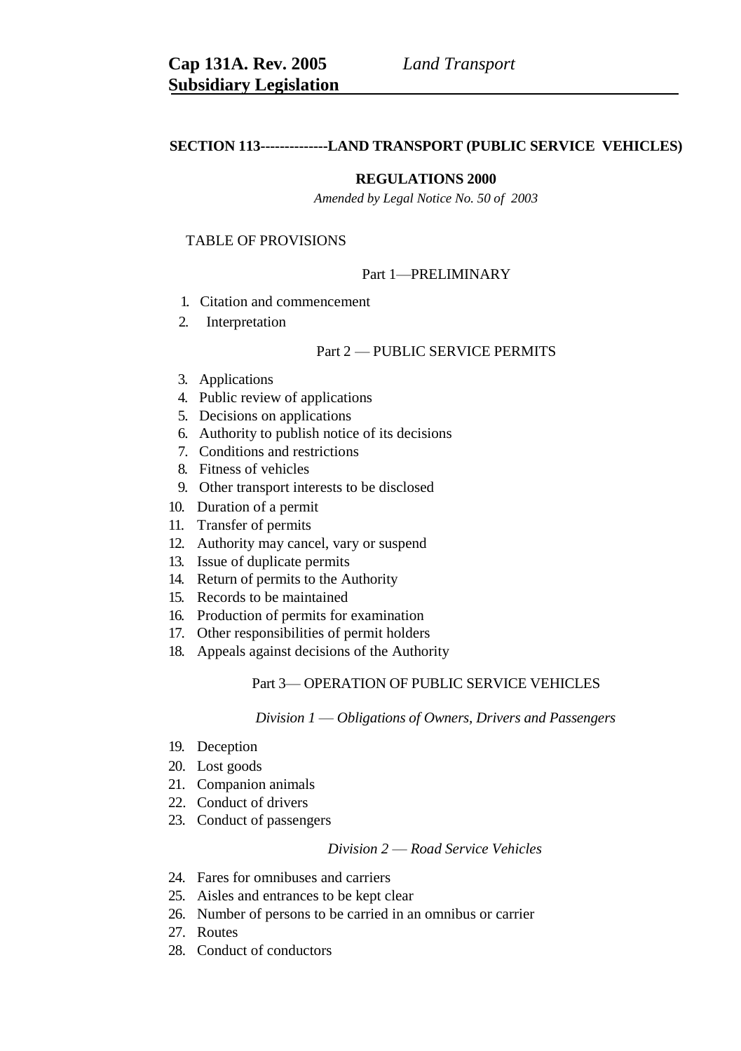**Cap 131A. Rev. 2005** *Land Transport*
**Subsidiary Legislation**

## SECTION 113--------------LAND TRANSPORT (PUBLIC SERVICE VEHICLES) REGULATIONS 2000

*Amended by Legal Notice No. 50 of 2003*

TABLE OF PROVISIONS

### Part 1—PRELIMINARY

1. Citation and commencement
2. Interpretation

### Part 2 — PUBLIC SERVICE PERMITS

3. Applications
4. Public review of applications
5. Decisions on applications
6. Authority to publish notice of its decisions
7. Conditions and restrictions
8. Fitness of vehicles
9. Other transport interests to be disclosed
10. Duration of a permit
11. Transfer of permits
12. Authority may cancel, vary or suspend
13. Issue of duplicate permits
14. Return of permits to the Authority
15. Records to be maintained
16. Production of permits for examination
17. Other responsibilities of permit holders
18. Appeals against decisions of the Authority

### Part 3— OPERATION OF PUBLIC SERVICE VEHICLES

*Division 1 — Obligations of Owners, Drivers and Passengers*

19. Deception
20. Lost goods
21. Companion animals
22. Conduct of drivers
23. Conduct of passengers

*Division 2 — Road Service Vehicles*

24. Fares for omnibuses and carriers
25. Aisles and entrances to be kept clear
26. Number of persons to be carried in an omnibus or carrier
27. Routes
28. Conduct of conductors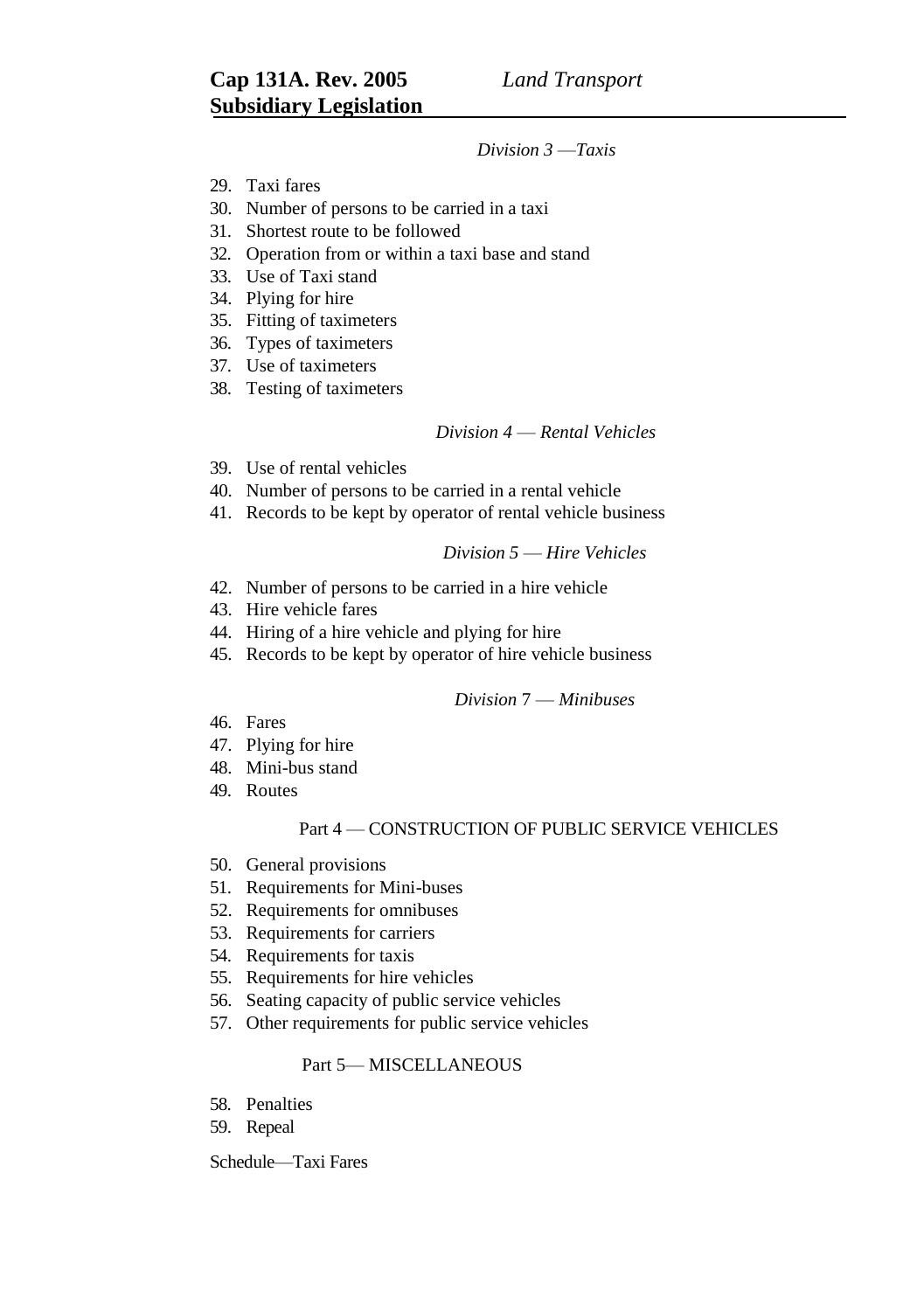*Division 3 —Taxis*

29. Taxi fares
30. Number of persons to be carried in a taxi
31. Shortest route to be followed
32. Operation from or within a taxi base and stand
33. Use of Taxi stand
34. Plying for hire
35. Fitting of taximeters
36. Types of taximeters
37. Use of taximeters
38. Testing of taximeters

*Division 4 — Rental Vehicles*

39. Use of rental vehicles
40. Number of persons to be carried in a rental vehicle
41. Records to be kept by operator of rental vehicle business

*Division 5 — Hire Vehicles*

42. Number of persons to be carried in a hire vehicle
43. Hire vehicle fares
44. Hiring of a hire vehicle and plying for hire
45. Records to be kept by operator of hire vehicle business

*Division* 7 — *Minibuses*

46. Fares
47. Plying for hire
48. Mini-bus stand
49. Routes

Part 4 — CONSTRUCTION OF PUBLIC SERVICE VEHICLES

50. General provisions
51. Requirements for Mini-buses
52. Requirements for omnibuses
53. Requirements for carriers
54. Requirements for taxis
55. Requirements for hire vehicles
56. Seating capacity of public service vehicles
57. Other requirements for public service vehicles

Part 5— MISCELLANEOUS

58. Penalties
59. Repeal

Schedule—Taxi Fares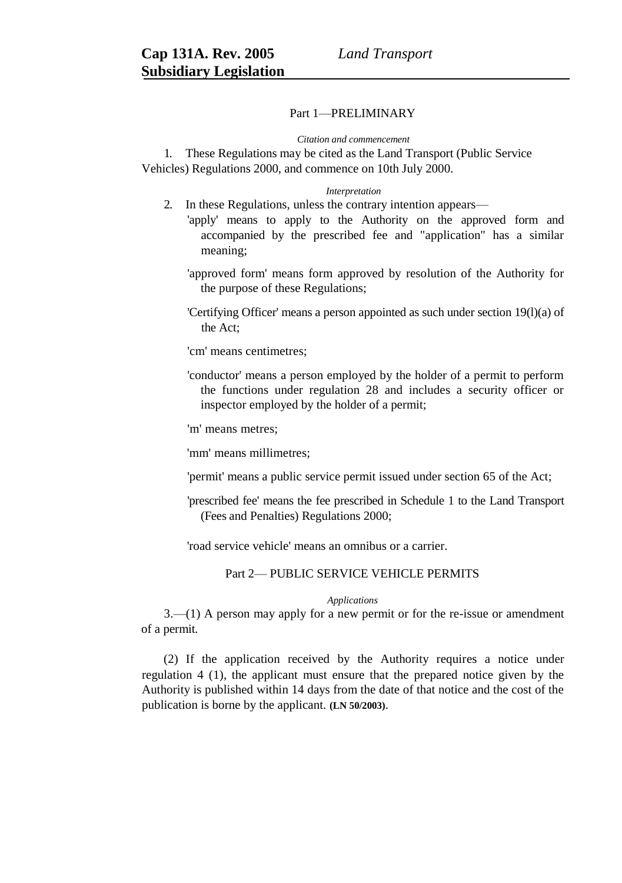## Part 1—PRELIMINARY

*Citation and commencement*

1. These Regulations may be cited as the Land Transport (Public Service Vehicles) Regulations 2000, and commence on 10th July 2000.

*Interpretation*

2. In these Regulations, unless the contrary intention appears—

'apply' means to apply to the Authority on the approved form and accompanied by the prescribed fee and "application" has a similar meaning;

'approved form' means form approved by resolution of the Authority for the purpose of these Regulations;

'Certifying Officer' means a person appointed as such under section 19(l)(a) of the Act;

'cm' means centimetres;

'conductor' means a person employed by the holder of a permit to perform the functions under regulation 28 and includes a security officer or inspector employed by the holder of a permit;

'm' means metres;

'mm' means millimetres;

'permit' means a public service permit issued under section 65 of the Act;

'prescribed fee' means the fee prescribed in Schedule 1 to the Land Transport (Fees and Penalties) Regulations 2000;

'road service vehicle' means an omnibus or a carrier.

## Part 2— PUBLIC SERVICE VEHICLE PERMITS

*Applications*

3.—(1) A person may apply for a new permit or for the re-issue or amendment of a permit.

(2) If the application received by the Authority requires a notice under regulation 4 (1), the applicant must ensure that the prepared notice given by the Authority is published within 14 days from the date of that notice and the cost of the publication is borne by the applicant. **(LN 50/2003)**.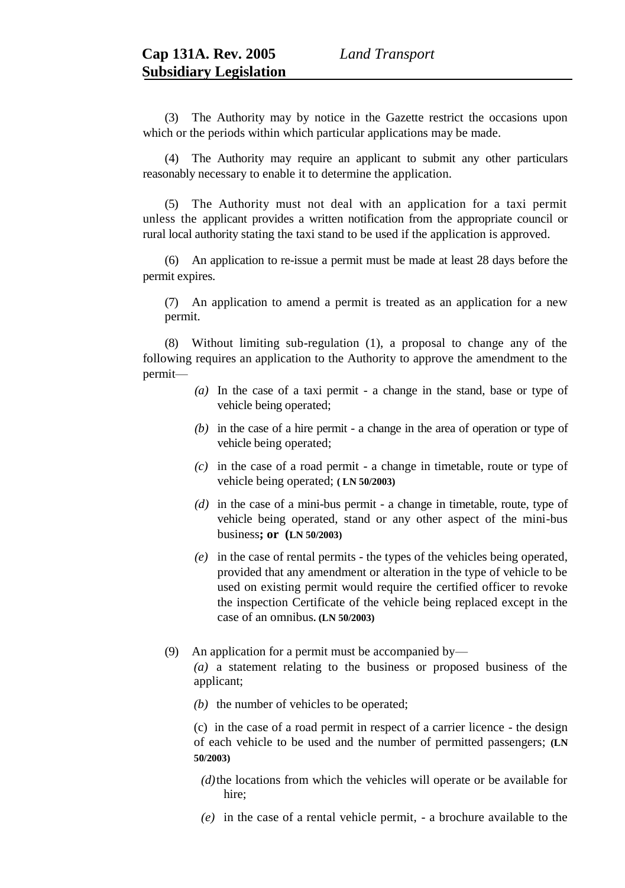(3) The Authority may by notice in the Gazette restrict the occasions upon which or the periods within which particular applications may be made.

(4) The Authority may require an applicant to submit any other particulars reasonably necessary to enable it to determine the application.

(5) The Authority must not deal with an application for a taxi permit unless the applicant provides a written notification from the appropriate council or rural local authority stating the taxi stand to be used if the application is approved.

(6) An application to re-issue a permit must be made at least 28 days before the permit expires.

(7) An application to amend a permit is treated as an application for a new permit.

(8) Without limiting sub-regulation (1), a proposal to change any of the following requires an application to the Authority to approve the amendment to the permit—

*(a)* In the case of a taxi permit - a change in the stand, base or type of vehicle being operated;

*(b)* in the case of a hire permit - a change in the area of operation or type of vehicle being operated;

*(c)* in the case of a road permit - a change in timetable, route or type of vehicle being operated; **( LN 50/2003)**

*(d)* in the case of a mini-bus permit - a change in timetable, route, type of vehicle being operated, stand or any other aspect of the mini-bus business**; or (LN 50/2003)**

*(e)* in the case of rental permits - the types of the vehicles being operated, provided that any amendment or alteration in the type of vehicle to be used on existing permit would require the certified officer to revoke the inspection Certificate of the vehicle being replaced except in the case of an omnibus. **(LN 50/2003)**

(9) An application for a permit must be accompanied by—

*(a)* a statement relating to the business or proposed business of the applicant;

*(b)* the number of vehicles to be operated;

(c) in the case of a road permit in respect of a carrier licence - the design of each vehicle to be used and the number of permitted passengers; **(LN 50/2003)**

*(d)* the locations from which the vehicles will operate or be available for hire;

*(e)* in the case of a rental vehicle permit, - a brochure available to the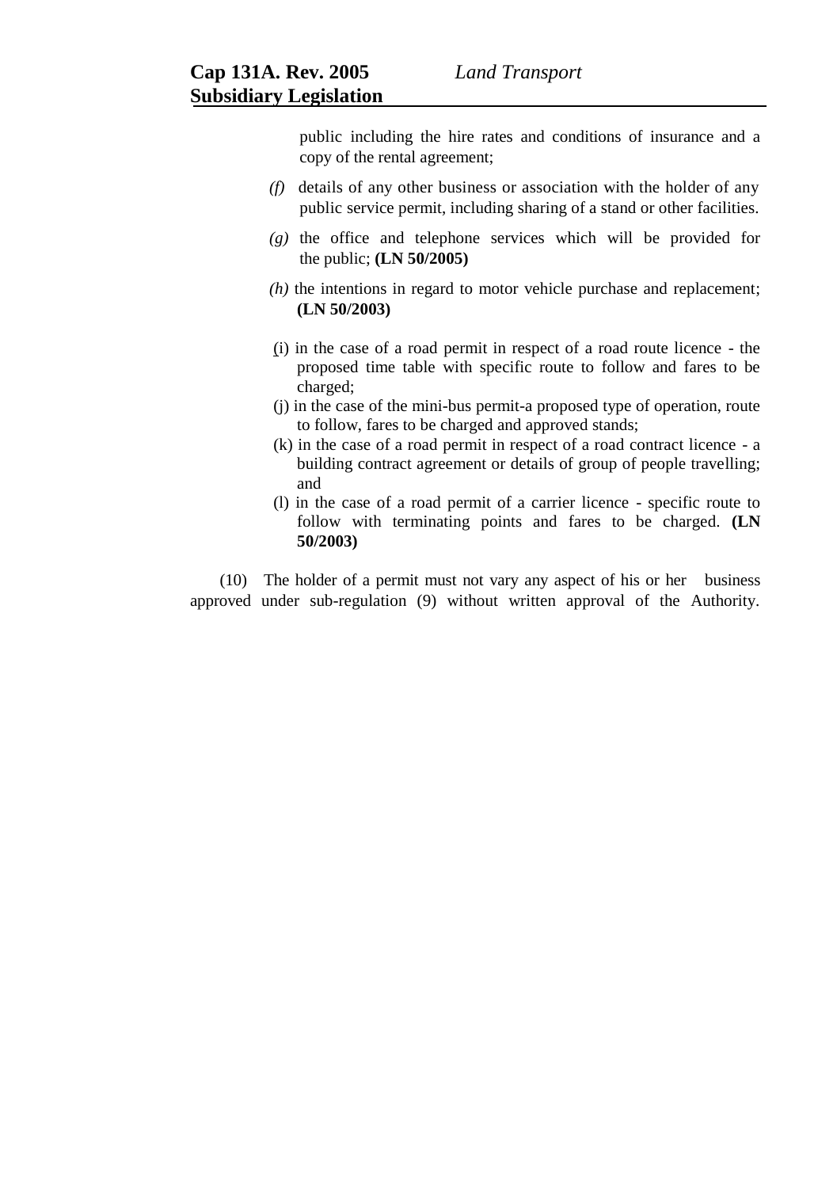public including the hire rates and conditions of insurance and a copy of the rental agreement;

*(f)* details of any other business or association with the holder of any public service permit, including sharing of a stand or other facilities.

*(g)* the office and telephone services which will be provided for the public; **(LN 50/2005)**

*(h)* the intentions in regard to motor vehicle purchase and replacement; **(LN 50/2003)**

(i) in the case of a road permit in respect of a road route licence - the proposed time table with specific route to follow and fares to be charged;

(j) in the case of the mini-bus permit-a proposed type of operation, route to follow, fares to be charged and approved stands;

(k) in the case of a road permit in respect of a road contract licence - a building contract agreement or details of group of people travelling; and

(l) in the case of a road permit of a carrier licence - specific route to follow with terminating points and fares to be charged. **(LN 50/2003)**

(10) The holder of a permit must not vary any aspect of his or her business approved under sub-regulation (9) without written approval of the Authority.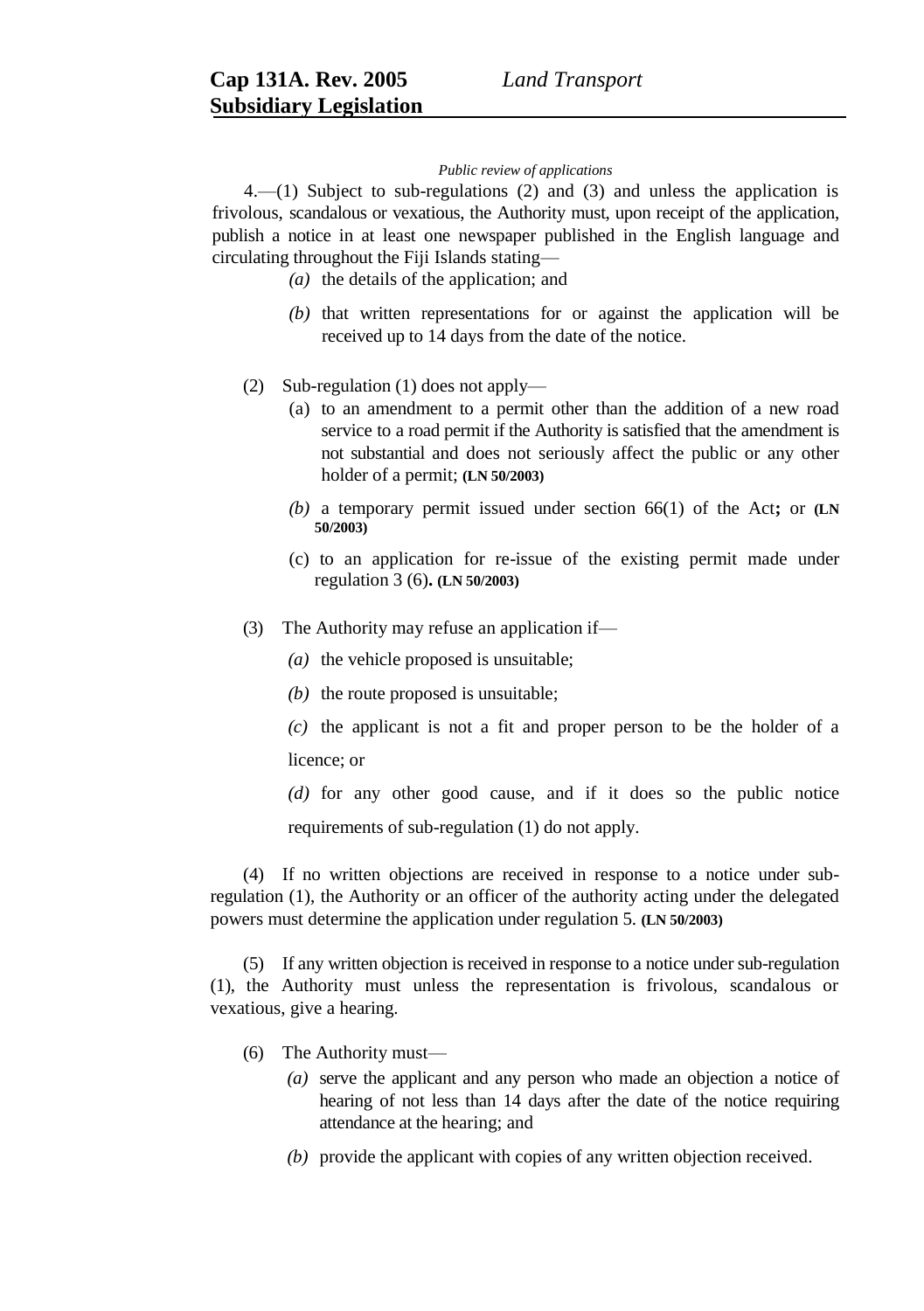*Public review of applications*

4.—(1) Subject to sub-regulations (2) and (3) and unless the application is frivolous, scandalous or vexatious, the Authority must, upon receipt of the application, publish a notice in at least one newspaper published in the English language and circulating throughout the Fiji Islands stating—

*(a)* the details of the application; and

*(b)* that written representations for or against the application will be received up to 14 days from the date of the notice.

(2) Sub-regulation (1) does not apply—

(a) to an amendment to a permit other than the addition of a new road service to a road permit if the Authority is satisfied that the amendment is not substantial and does not seriously affect the public or any other holder of a permit; **(LN 50/2003)**

*(b)* a temporary permit issued under section 66(1) of the Act**;** or **(LN 50/2003)**

(c) to an application for re-issue of the existing permit made under regulation 3 (6)**. (LN 50/2003)**

(3) The Authority may refuse an application if—

*(a)* the vehicle proposed is unsuitable;

*(b)* the route proposed is unsuitable;

*(c)* the applicant is not a fit and proper person to be the holder of a licence; or

*(d)* for any other good cause, and if it does so the public notice requirements of sub-regulation (1) do not apply.

(4) If no written objections are received in response to a notice under sub-regulation (1), the Authority or an officer of the authority acting under the delegated powers must determine the application under regulation 5. **(LN 50/2003)**

(5) If any written objection is received in response to a notice under sub-regulation (1), the Authority must unless the representation is frivolous, scandalous or vexatious, give a hearing.

(6) The Authority must—

*(a)* serve the applicant and any person who made an objection a notice of hearing of not less than 14 days after the date of the notice requiring attendance at the hearing; and

*(b)* provide the applicant with copies of any written objection received.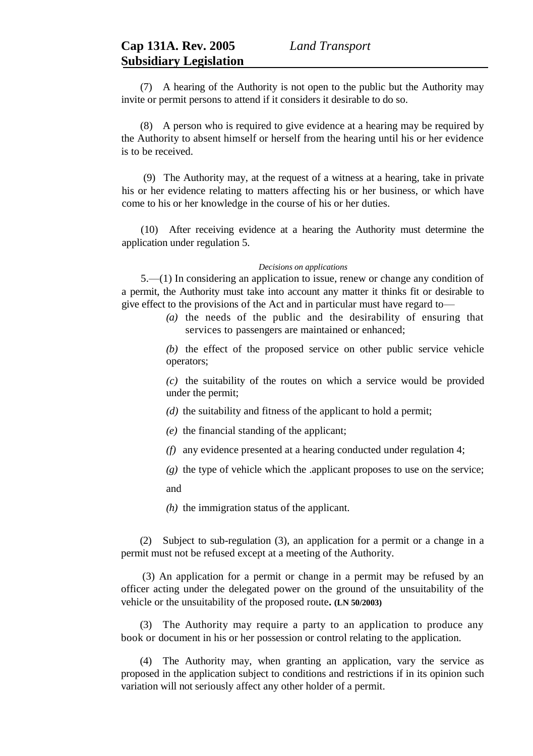(7) A hearing of the Authority is not open to the public but the Authority may invite or permit persons to attend if it considers it desirable to do so.

(8) A person who is required to give evidence at a hearing may be required by the Authority to absent himself or herself from the hearing until his or her evidence is to be received.

(9) The Authority may, at the request of a witness at a hearing, take in private his or her evidence relating to matters affecting his or her business, or which have come to his or her knowledge in the course of his or her duties.

(10) After receiving evidence at a hearing the Authority must determine the application under regulation 5.

*Decisions on applications*

5.—(1) In considering an application to issue, renew or change any condition of a permit, the Authority must take into account any matter it thinks fit or desirable to give effect to the provisions of the Act and in particular must have regard to—

*(a)* the needs of the public and the desirability of ensuring that services to passengers are maintained or enhanced;

*(b)* the effect of the proposed service on other public service vehicle operators;

*(c)* the suitability of the routes on which a service would be provided under the permit;

*(d)* the suitability and fitness of the applicant to hold a permit;

*(e)* the financial standing of the applicant;

*(f)* any evidence presented at a hearing conducted under regulation 4;

*(g)* the type of vehicle which the .applicant proposes to use on the service; and

*(h)* the immigration status of the applicant.

(2) Subject to sub-regulation (3), an application for a permit or a change in a permit must not be refused except at a meeting of the Authority.

(3) An application for a permit or change in a permit may be refused by an officer acting under the delegated power on the ground of the unsuitability of the vehicle or the unsuitability of the proposed route. **(LN 50/2003)**

(3) The Authority may require a party to an application to produce any book or document in his or her possession or control relating to the application.

(4) The Authority may, when granting an application, vary the service as proposed in the application subject to conditions and restrictions if in its opinion such variation will not seriously affect any other holder of a permit.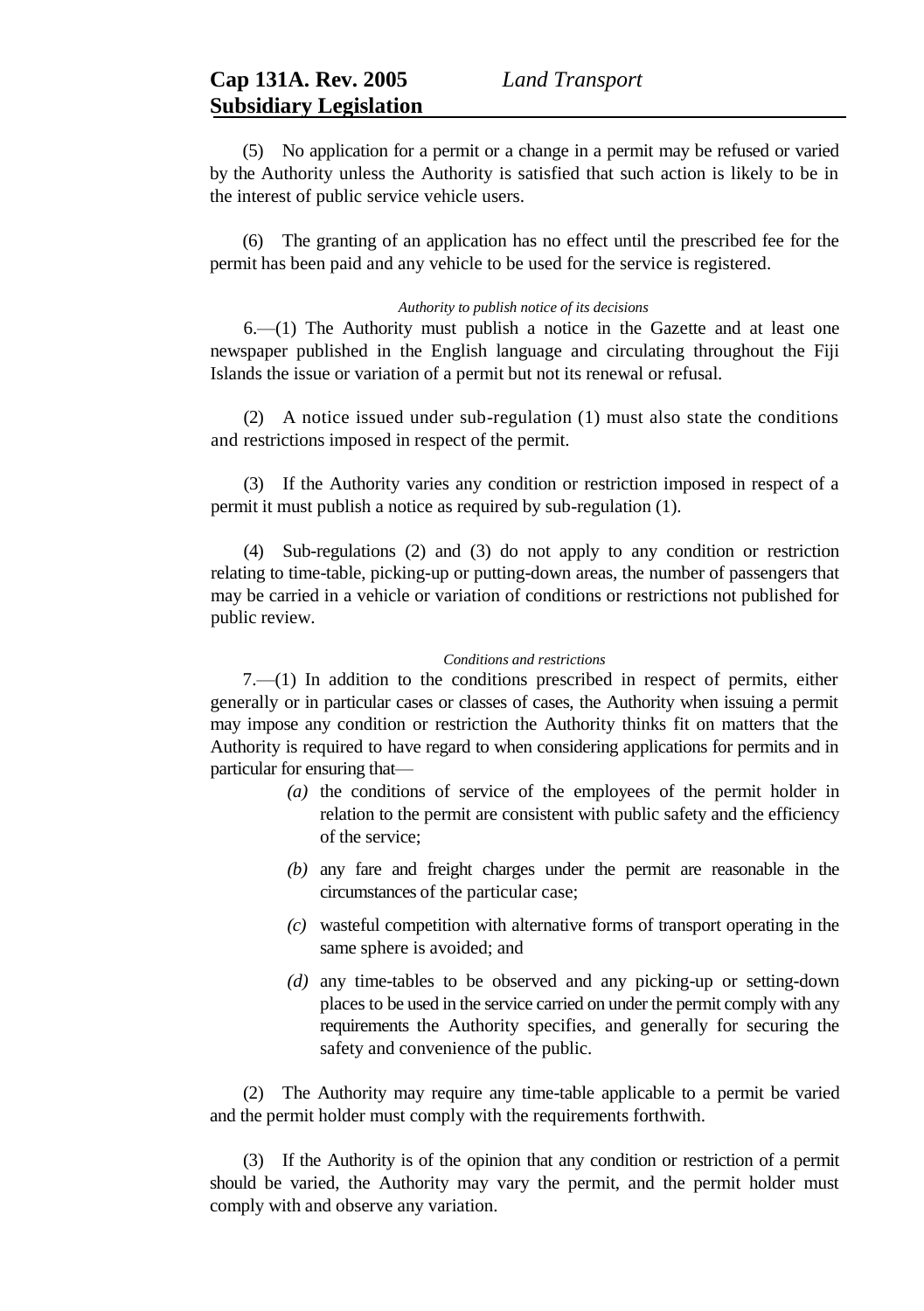(5) No application for a permit or a change in a permit may be refused or varied by the Authority unless the Authority is satisfied that such action is likely to be in the interest of public service vehicle users.

(6) The granting of an application has no effect until the prescribed fee for the permit has been paid and any vehicle to be used for the service is registered.

*Authority to publish notice of its decisions*

6.—(1) The Authority must publish a notice in the Gazette and at least one newspaper published in the English language and circulating throughout the Fiji Islands the issue or variation of a permit but not its renewal or refusal.

(2) A notice issued under sub-regulation (1) must also state the conditions and restrictions imposed in respect of the permit.

(3) If the Authority varies any condition or restriction imposed in respect of a permit it must publish a notice as required by sub-regulation (1).

(4) Sub-regulations (2) and (3) do not apply to any condition or restriction relating to time-table, picking-up or putting-down areas, the number of passengers that may be carried in a vehicle or variation of conditions or restrictions not published for public review.

*Conditions and restrictions*

7.—(1) In addition to the conditions prescribed in respect of permits, either generally or in particular cases or classes of cases, the Authority when issuing a permit may impose any condition or restriction the Authority thinks fit on matters that the Authority is required to have regard to when considering applications for permits and in particular for ensuring that—

*(a)* the conditions of service of the employees of the permit holder in relation to the permit are consistent with public safety and the efficiency of the service;

*(b)* any fare and freight charges under the permit are reasonable in the circumstances of the particular case;

*(c)* wasteful competition with alternative forms of transport operating in the same sphere is avoided; and

*(d)* any time-tables to be observed and any picking-up or setting-down places to be used in the service carried on under the permit comply with any requirements the Authority specifies, and generally for securing the safety and convenience of the public.

(2) The Authority may require any time-table applicable to a permit be varied and the permit holder must comply with the requirements forthwith.

(3) If the Authority is of the opinion that any condition or restriction of a permit should be varied, the Authority may vary the permit, and the permit holder must comply with and observe any variation.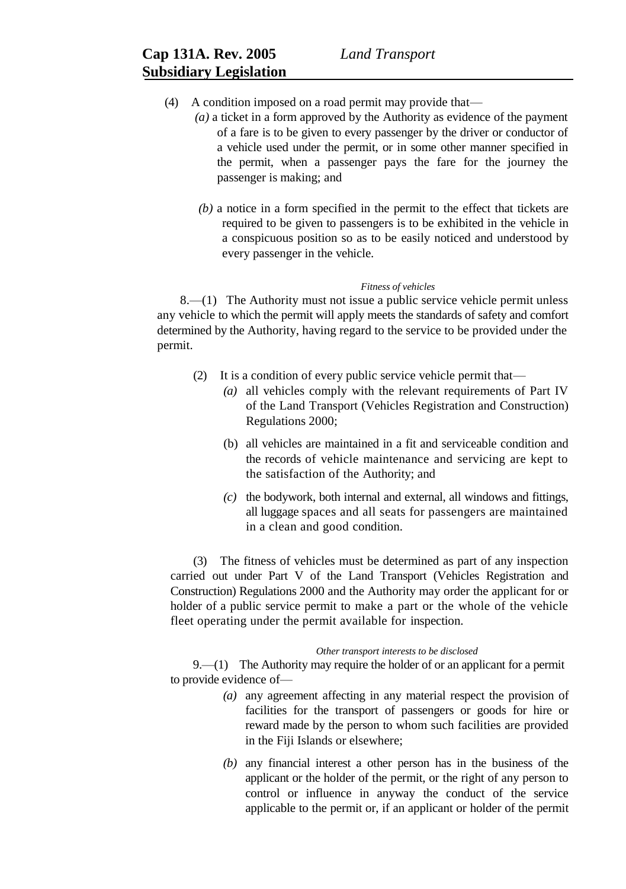(4) A condition imposed on a road permit may provide that—

*(a)* a ticket in a form approved by the Authority as evidence of the payment of a fare is to be given to every passenger by the driver or conductor of a vehicle used under the permit, or in some other manner specified in the permit, when a passenger pays the fare for the journey the passenger is making; and

*(b)* a notice in a form specified in the permit to the effect that tickets are required to be given to passengers is to be exhibited in the vehicle in a conspicuous position so as to be easily noticed and understood by every passenger in the vehicle.

*Fitness of vehicles*

8.—(1) The Authority must not issue a public service vehicle permit unless any vehicle to which the permit will apply meets the standards of safety and comfort determined by the Authority, having regard to the service to be provided under the permit.

(2) It is a condition of every public service vehicle permit that—

*(a)* all vehicles comply with the relevant requirements of Part IV of the Land Transport (Vehicles Registration and Construction) Regulations 2000;

(b) all vehicles are maintained in a fit and serviceable condition and the records of vehicle maintenance and servicing are kept to the satisfaction of the Authority; and

*(c)* the bodywork, both internal and external, all windows and fittings, all luggage spaces and all seats for passengers are maintained in a clean and good condition.

(3) The fitness of vehicles must be determined as part of any inspection carried out under Part V of the Land Transport (Vehicles Registration and Construction) Regulations 2000 and the Authority may order the applicant for or holder of a public service permit to make a part or the whole of the vehicle fleet operating under the permit available for inspection.

*Other transport interests to be disclosed*

9.—(1) The Authority may require the holder of or an applicant for a permit to provide evidence of—

*(a)* any agreement affecting in any material respect the provision of facilities for the transport of passengers or goods for hire or reward made by the person to whom such facilities are provided in the Fiji Islands or elsewhere;

*(b)* any financial interest a other person has in the business of the applicant or the holder of the permit, or the right of any person to control or influence in anyway the conduct of the service applicable to the permit or, if an applicant or holder of the permit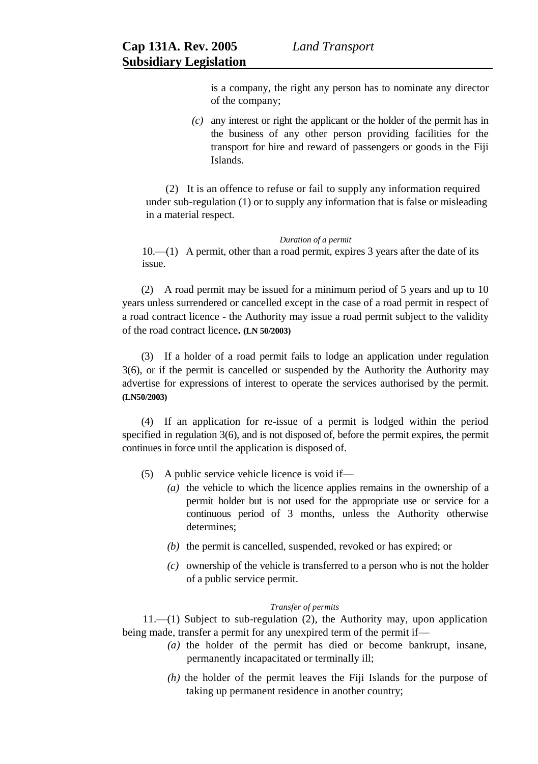is a company, the right any person has to nominate any director of the company;

*(c)* any interest or right the applicant or the holder of the permit has in the business of any other person providing facilities for the transport for hire and reward of passengers or goods in the Fiji Islands.

(2) It is an offence to refuse or fail to supply any information required under sub-regulation (1) or to supply any information that is false or misleading in a material respect.

*Duration of a permit*

10.—(1) A permit, other than a road permit, expires 3 years after the date of its issue.

(2) A road permit may be issued for a minimum period of 5 years and up to 10 years unless surrendered or cancelled except in the case of a road permit in respect of a road contract licence - the Authority may issue a road permit subject to the validity of the road contract licence. **(LN 50/2003)**

(3) If a holder of a road permit fails to lodge an application under regulation 3(6), or if the permit is cancelled or suspended by the Authority the Authority may advertise for expressions of interest to operate the services authorised by the permit. **(LN50/2003)**

(4) If an application for re-issue of a permit is lodged within the period specified in regulation 3(6), and is not disposed of, before the permit expires, the permit continues in force until the application is disposed of.

(5) A public service vehicle licence is void if—

*(a)* the vehicle to which the licence applies remains in the ownership of a permit holder but is not used for the appropriate use or service for a continuous period of 3 months, unless the Authority otherwise determines;

*(b)* the permit is cancelled, suspended, revoked or has expired; or

*(c)* ownership of the vehicle is transferred to a person who is not the holder of a public service permit.

*Transfer of permits*

11.—(1) Subject to sub-regulation (2), the Authority may, upon application being made, transfer a permit for any unexpired term of the permit if—

*(a)* the holder of the permit has died or become bankrupt, insane, permanently incapacitated or terminally ill;

*(h)* the holder of the permit leaves the Fiji Islands for the purpose of taking up permanent residence in another country;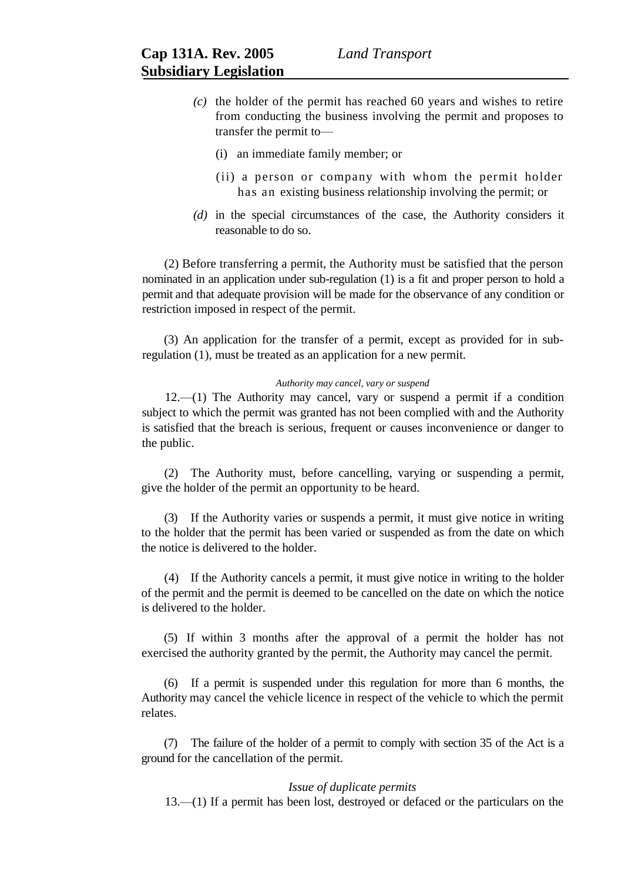*(c)* the holder of the permit has reached 60 years and wishes to retire from conducting the business involving the permit and proposes to transfer the permit to—

(i) an immediate family member; or

(ii) a person or company with whom the permit holder has an existing business relationship involving the permit; or

*(d)* in the special circumstances of the case, the Authority considers it reasonable to do so.

(2) Before transferring a permit, the Authority must be satisfied that the person nominated in an application under sub-regulation (1) is a fit and proper person to hold a permit and that adequate provision will be made for the observance of any condition or restriction imposed in respect of the permit.

(3) An application for the transfer of a permit, except as provided for in sub-regulation (1), must be treated as an application for a new permit.

*Authority may cancel, vary or suspend*

12.—(1) The Authority may cancel, vary or suspend a permit if a condition subject to which the permit was granted has not been complied with and the Authority is satisfied that the breach is serious, frequent or causes inconvenience or danger to the public.

(2) The Authority must, before cancelling, varying or suspending a permit, give the holder of the permit an opportunity to be heard.

(3) If the Authority varies or suspends a permit, it must give notice in writing to the holder that the permit has been varied or suspended as from the date on which the notice is delivered to the holder.

(4) If the Authority cancels a permit, it must give notice in writing to the holder of the permit and the permit is deemed to be cancelled on the date on which the notice is delivered to the holder.

(5) If within 3 months after the approval of a permit the holder has not exercised the authority granted by the permit, the Authority may cancel the permit.

(6) If a permit is suspended under this regulation for more than 6 months, the Authority may cancel the vehicle licence in respect of the vehicle to which the permit relates.

(7) The failure of the holder of a permit to comply with section 35 of the Act is a ground for the cancellation of the permit.

*Issue of duplicate permits*

13.—(1) If a permit has been lost, destroyed or defaced or the particulars on the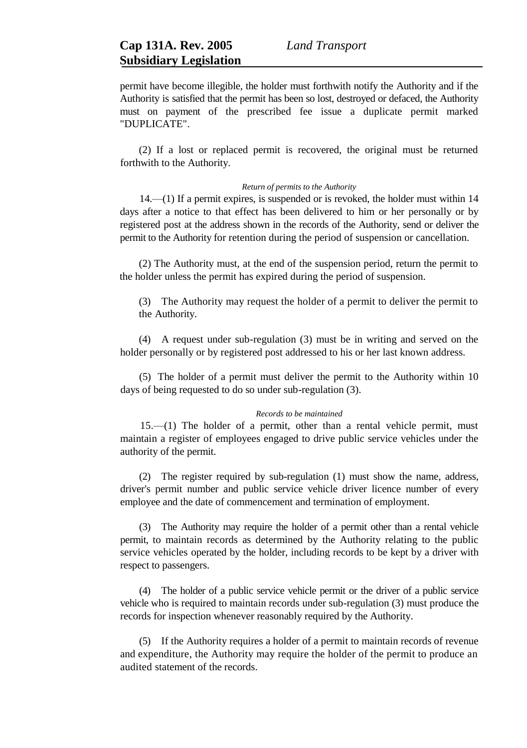permit have become illegible, the holder must forthwith notify the Authority and if the Authority is satisfied that the permit has been so lost, destroyed or defaced, the Authority must on payment of the prescribed fee issue a duplicate permit marked "DUPLICATE".

(2) If a lost or replaced permit is recovered, the original must be returned forthwith to the Authority.

*Return of permits to the Authority*

14.—(1) If a permit expires, is suspended or is revoked, the holder must within 14 days after a notice to that effect has been delivered to him or her personally or by registered post at the address shown in the records of the Authority, send or deliver the permit to the Authority for retention during the period of suspension or cancellation.

(2) The Authority must, at the end of the suspension period, return the permit to the holder unless the permit has expired during the period of suspension.

(3) The Authority may request the holder of a permit to deliver the permit to the Authority.

(4) A request under sub-regulation (3) must be in writing and served on the holder personally or by registered post addressed to his or her last known address.

(5) The holder of a permit must deliver the permit to the Authority within 10 days of being requested to do so under sub-regulation (3).

*Records to be maintained*

15.—(1) The holder of a permit, other than a rental vehicle permit, must maintain a register of employees engaged to drive public service vehicles under the authority of the permit.

(2) The register required by sub-regulation (1) must show the name, address, driver's permit number and public service vehicle driver licence number of every employee and the date of commencement and termination of employment.

(3) The Authority may require the holder of a permit other than a rental vehicle permit, to maintain records as determined by the Authority relating to the public service vehicles operated by the holder, including records to be kept by a driver with respect to passengers.

(4) The holder of a public service vehicle permit or the driver of a public service vehicle who is required to maintain records under sub-regulation (3) must produce the records for inspection whenever reasonably required by the Authority.

(5) If the Authority requires a holder of a permit to maintain records of revenue and expenditure, the Authority may require the holder of the permit to produce an audited statement of the records.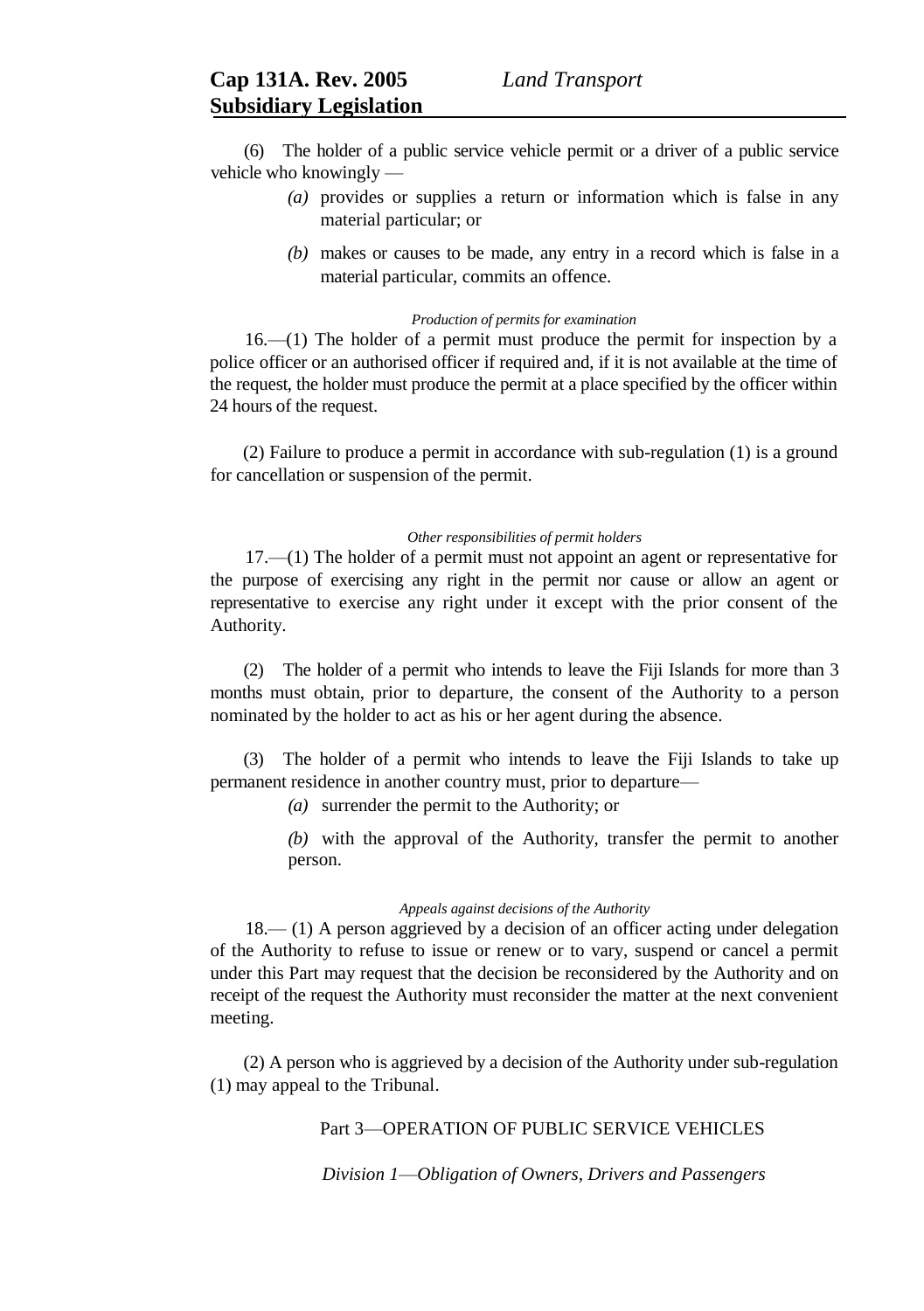(6) The holder of a public service vehicle permit or a driver of a public service vehicle who knowingly —

- *(a)* provides or supplies a return or information which is false in any material particular; or
- *(b)* makes or causes to be made, any entry in a record which is false in a material particular, commits an offence.

*Production of permits for examination*

16.—(1) The holder of a permit must produce the permit for inspection by a police officer or an authorised officer if required and, if it is not available at the time of the request, the holder must produce the permit at a place specified by the officer within 24 hours of the request.

(2) Failure to produce a permit in accordance with sub-regulation (1) is a ground for cancellation or suspension of the permit.

*Other responsibilities of permit holders*

17.—(1) The holder of a permit must not appoint an agent or representative for the purpose of exercising any right in the permit nor cause or allow an agent or representative to exercise any right under it except with the prior consent of the Authority.

(2) The holder of a permit who intends to leave the Fiji Islands for more than 3 months must obtain, prior to departure, the consent of the Authority to a person nominated by the holder to act as his or her agent during the absence.

(3) The holder of a permit who intends to leave the Fiji Islands to take up permanent residence in another country must, prior to departure—

- *(a)* surrender the permit to the Authority; or
- *(b)* with the approval of the Authority, transfer the permit to another person.

*Appeals against decisions of the Authority*

18.— (1) A person aggrieved by a decision of an officer acting under delegation of the Authority to refuse to issue or renew or to vary, suspend or cancel a permit under this Part may request that the decision be reconsidered by the Authority and on receipt of the request the Authority must reconsider the matter at the next convenient meeting.

(2) A person who is aggrieved by a decision of the Authority under sub-regulation (1) may appeal to the Tribunal.

## Part 3—OPERATION OF PUBLIC SERVICE VEHICLES

### *Division 1—Obligation of Owners, Drivers and Passengers*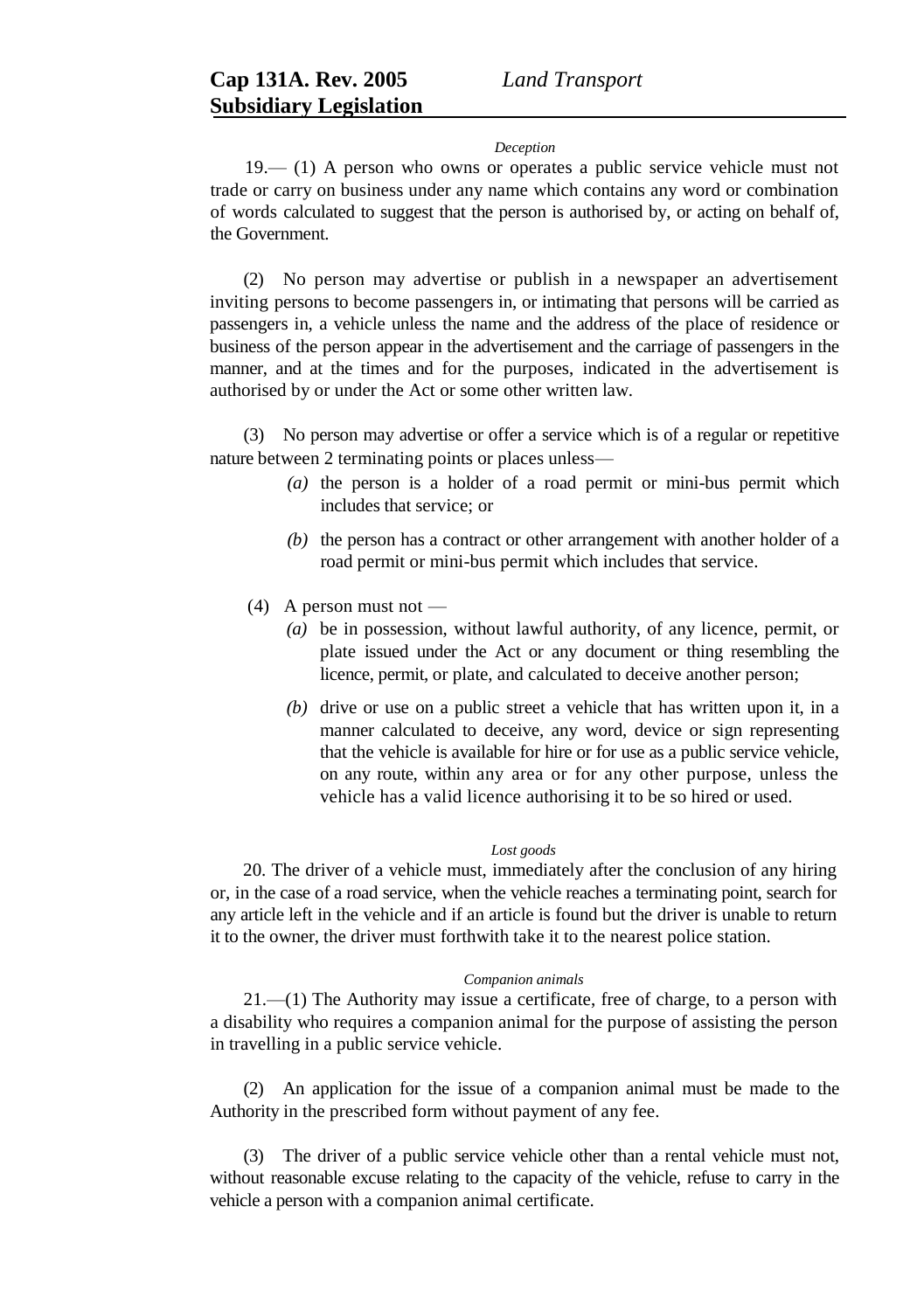*Deception*

19.— (1) A person who owns or operates a public service vehicle must not trade or carry on business under any name which contains any word or combination of words calculated to suggest that the person is authorised by, or acting on behalf of, the Government.

(2) No person may advertise or publish in a newspaper an advertisement inviting persons to become passengers in, or intimating that persons will be carried as passengers in, a vehicle unless the name and the address of the place of residence or business of the person appear in the advertisement and the carriage of passengers in the manner, and at the times and for the purposes, indicated in the advertisement is authorised by or under the Act or some other written law.

(3) No person may advertise or offer a service which is of a regular or repetitive nature between 2 terminating points or places unless—

*(a)* the person is a holder of a road permit or mini-bus permit which includes that service; or

*(b)* the person has a contract or other arrangement with another holder of a road permit or mini-bus permit which includes that service.

(4) A person must not —

*(a)* be in possession, without lawful authority, of any licence, permit, or plate issued under the Act or any document or thing resembling the licence, permit, or plate, and calculated to deceive another person;

*(b)* drive or use on a public street a vehicle that has written upon it, in a manner calculated to deceive, any word, device or sign representing that the vehicle is available for hire or for use as a public service vehicle, on any route, within any area or for any other purpose, unless the vehicle has a valid licence authorising it to be so hired or used.

*Lost goods*

20. The driver of a vehicle must, immediately after the conclusion of any hiring or, in the case of a road service, when the vehicle reaches a terminating point, search for any article left in the vehicle and if an article is found but the driver is unable to return it to the owner, the driver must forthwith take it to the nearest police station.

*Companion animals*

21.—(1) The Authority may issue a certificate, free of charge, to a person with a disability who requires a companion animal for the purpose of assisting the person in travelling in a public service vehicle.

(2) An application for the issue of a companion animal must be made to the Authority in the prescribed form without payment of any fee.

(3) The driver of a public service vehicle other than a rental vehicle must not, without reasonable excuse relating to the capacity of the vehicle, refuse to carry in the vehicle a person with a companion animal certificate.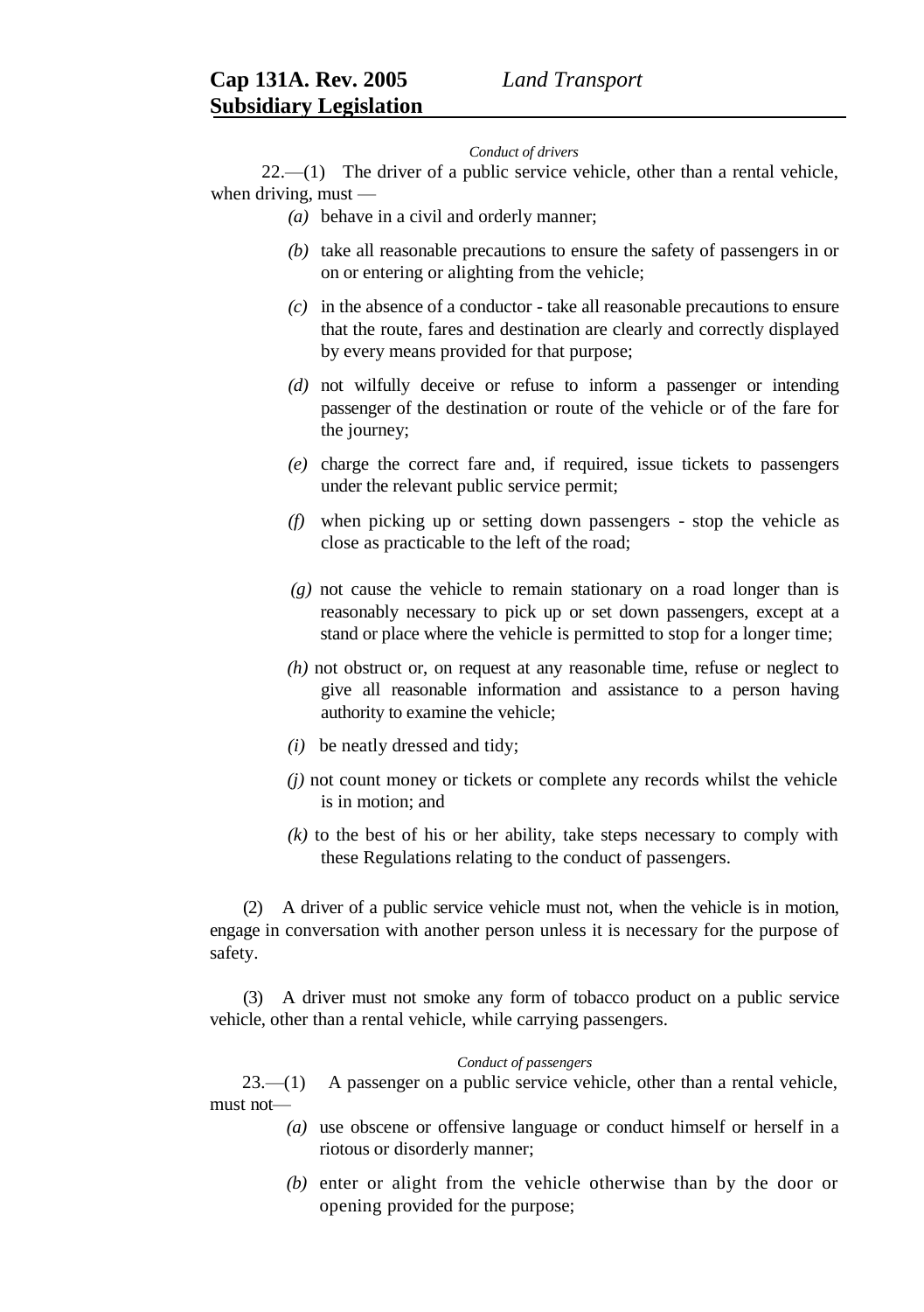*Conduct of drivers*

22.—(1) The driver of a public service vehicle, other than a rental vehicle, when driving, must —

- *(a)* behave in a civil and orderly manner;
- *(b)* take all reasonable precautions to ensure the safety of passengers in or on or entering or alighting from the vehicle;
- *(c)* in the absence of a conductor - take all reasonable precautions to ensure that the route, fares and destination are clearly and correctly displayed by every means provided for that purpose;
- *(d)* not wilfully deceive or refuse to inform a passenger or intending passenger of the destination or route of the vehicle or of the fare for the journey;
- *(e)* charge the correct fare and, if required, issue tickets to passengers under the relevant public service permit;
- *(f)* when picking up or setting down passengers - stop the vehicle as close as practicable to the left of the road;
- *(g)* not cause the vehicle to remain stationary on a road longer than is reasonably necessary to pick up or set down passengers, except at a stand or place where the vehicle is permitted to stop for a longer time;
- *(h)* not obstruct or, on request at any reasonable time, refuse or neglect to give all reasonable information and assistance to a person having authority to examine the vehicle;
- *(i)* be neatly dressed and tidy;
- *(j)* not count money or tickets or complete any records whilst the vehicle is in motion; and
- *(k)* to the best of his or her ability, take steps necessary to comply with these Regulations relating to the conduct of passengers.

(2) A driver of a public service vehicle must not, when the vehicle is in motion, engage in conversation with another person unless it is necessary for the purpose of safety.

(3) A driver must not smoke any form of tobacco product on a public service vehicle, other than a rental vehicle, while carrying passengers.

*Conduct of passengers*

23.—(1) A passenger on a public service vehicle, other than a rental vehicle, must not—

- *(a)* use obscene or offensive language or conduct himself or herself in a riotous or disorderly manner;
- *(b)* enter or alight from the vehicle otherwise than by the door or opening provided for the purpose;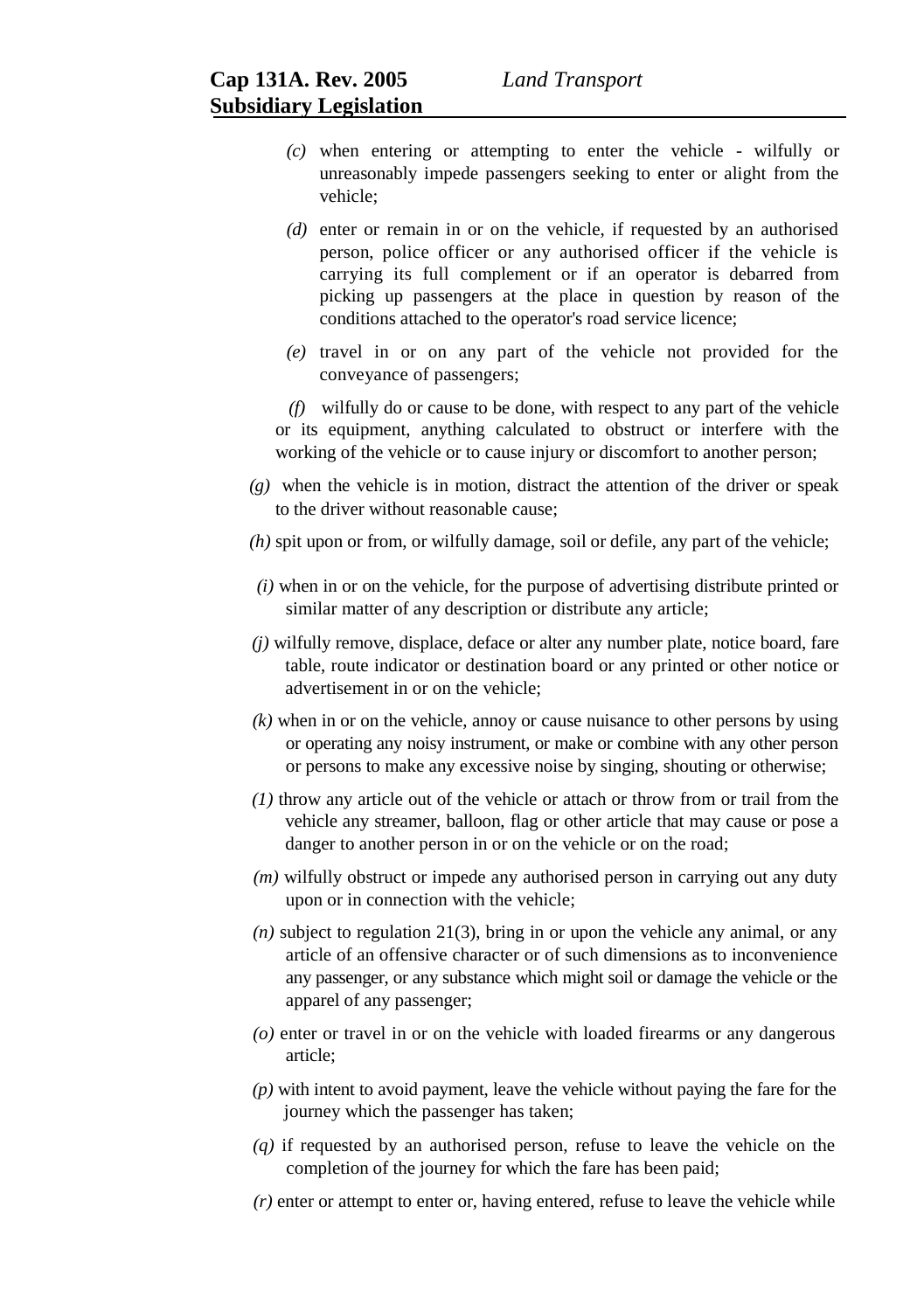(c) when entering or attempting to enter the vehicle - wilfully or unreasonably impede passengers seeking to enter or alight from the vehicle;

(d) enter or remain in or on the vehicle, if requested by an authorised person, police officer or any authorised officer if the vehicle is carrying its full complement or if an operator is debarred from picking up passengers at the place in question by reason of the conditions attached to the operator's road service licence;

(e) travel in or on any part of the vehicle not provided for the conveyance of passengers;

(f) wilfully do or cause to be done, with respect to any part of the vehicle or its equipment, anything calculated to obstruct or interfere with the working of the vehicle or to cause injury or discomfort to another person;

(g) when the vehicle is in motion, distract the attention of the driver or speak to the driver without reasonable cause;

(h) spit upon or from, or wilfully damage, soil or defile, any part of the vehicle;

(i) when in or on the vehicle, for the purpose of advertising distribute printed or similar matter of any description or distribute any article;

(j) wilfully remove, displace, deface or alter any number plate, notice board, fare table, route indicator or destination board or any printed or other notice or advertisement in or on the vehicle;

(k) when in or on the vehicle, annoy or cause nuisance to other persons by using or operating any noisy instrument, or make or combine with any other person or persons to make any excessive noise by singing, shouting or otherwise;

(1) throw any article out of the vehicle or attach or throw from or trail from the vehicle any streamer, balloon, flag or other article that may cause or pose a danger to another person in or on the vehicle or on the road;

(m) wilfully obstruct or impede any authorised person in carrying out any duty upon or in connection with the vehicle;

(n) subject to regulation 21(3), bring in or upon the vehicle any animal, or any article of an offensive character or of such dimensions as to inconvenience any passenger, or any substance which might soil or damage the vehicle or the apparel of any passenger;

(o) enter or travel in or on the vehicle with loaded firearms or any dangerous article;

(p) with intent to avoid payment, leave the vehicle without paying the fare for the journey which the passenger has taken;

(q) if requested by an authorised person, refuse to leave the vehicle on the completion of the journey for which the fare has been paid;

(r) enter or attempt to enter or, having entered, refuse to leave the vehicle while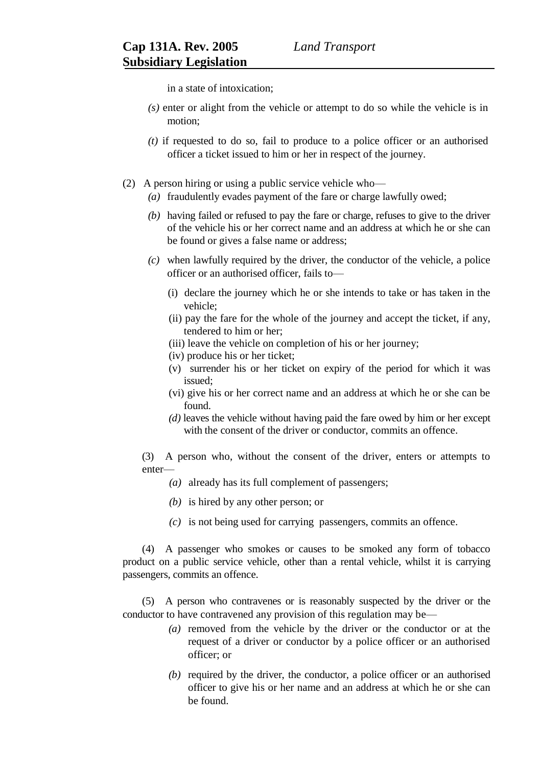in a state of intoxication;

*(s)* enter or alight from the vehicle or attempt to do so while the vehicle is in motion;

*(t)* if requested to do so, fail to produce to a police officer or an authorised officer a ticket issued to him or her in respect of the journey.

(2) A person hiring or using a public service vehicle who—

*(a)* fraudulently evades payment of the fare or charge lawfully owed;

*(b)* having failed or refused to pay the fare or charge, refuses to give to the driver of the vehicle his or her correct name and an address at which he or she can be found or gives a false name or address;

*(c)* when lawfully required by the driver, the conductor of the vehicle, a police officer or an authorised officer, fails to—

(i) declare the journey which he or she intends to take or has taken in the vehicle;

(ii) pay the fare for the whole of the journey and accept the ticket, if any, tendered to him or her;

(iii) leave the vehicle on completion of his or her journey;

(iv) produce his or her ticket;

(v) surrender his or her ticket on expiry of the period for which it was issued;

(vi) give his or her correct name and an address at which he or she can be found.

*(d)* leaves the vehicle without having paid the fare owed by him or her except with the consent of the driver or conductor, commits an offence.

(3) A person who, without the consent of the driver, enters or attempts to enter—

*(a)* already has its full complement of passengers;

*(b)* is hired by any other person; or

*(c)* is not being used for carrying passengers, commits an offence.

(4) A passenger who smokes or causes to be smoked any form of tobacco product on a public service vehicle, other than a rental vehicle, whilst it is carrying passengers, commits an offence.

(5) A person who contravenes or is reasonably suspected by the driver or the conductor to have contravened any provision of this regulation may be—

*(a)* removed from the vehicle by the driver or the conductor or at the request of a driver or conductor by a police officer or an authorised officer; or

*(b)* required by the driver, the conductor, a police officer or an authorised officer to give his or her name and an address at which he or she can be found.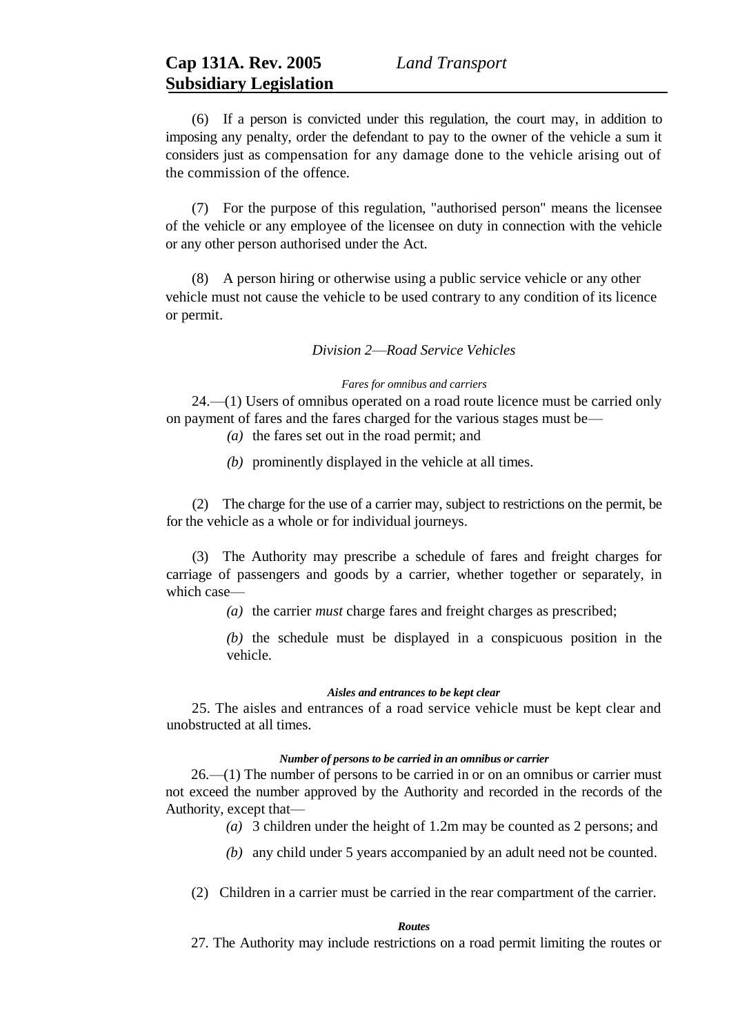(6) If a person is convicted under this regulation, the court may, in addition to imposing any penalty, order the defendant to pay to the owner of the vehicle a sum it considers just as compensation for any damage done to the vehicle arising out of the commission of the offence.

(7) For the purpose of this regulation, "authorised person" means the licensee of the vehicle or any employee of the licensee on duty in connection with the vehicle or any other person authorised under the Act.

(8) A person hiring or otherwise using a public service vehicle or any other vehicle must not cause the vehicle to be used contrary to any condition of its licence or permit.

*Division 2—Road Service Vehicles*

*Fares for omnibus and carriers*

24.—(1) Users of omnibus operated on a road route licence must be carried only on payment of fares and the fares charged for the various stages must be—

*(a)* the fares set out in the road permit; and

*(b)* prominently displayed in the vehicle at all times.

(2) The charge for the use of a carrier may, subject to restrictions on the permit, be for the vehicle as a whole or for individual journeys.

(3) The Authority may prescribe a schedule of fares and freight charges for carriage of passengers and goods by a carrier, whether together or separately, in which case—

*(a)* the carrier *must* charge fares and freight charges as prescribed;

*(b)* the schedule must be displayed in a conspicuous position in the vehicle.

***Aisles and entrances to be kept clear***

25. The aisles and entrances of a road service vehicle must be kept clear and unobstructed at all times.

***Number of persons to be carried in an omnibus or carrier***

26.—(1) The number of persons to be carried in or on an omnibus or carrier must not exceed the number approved by the Authority and recorded in the records of the Authority, except that—

*(a)* 3 children under the height of 1.2m may be counted as 2 persons; and

*(b)* any child under 5 years accompanied by an adult need not be counted.

(2) Children in a carrier must be carried in the rear compartment of the carrier.

***Routes***

27. The Authority may include restrictions on a road permit limiting the routes or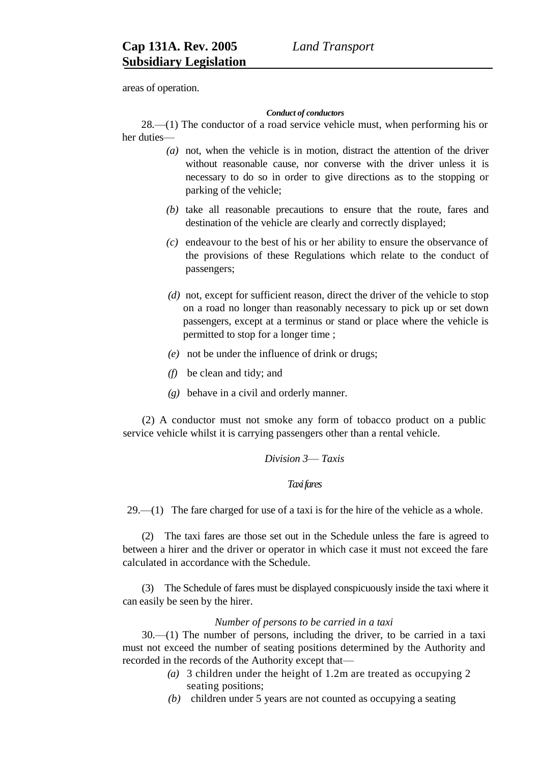areas of operation.

*Conduct of conductors*

28.—(1) The conductor of a road service vehicle must, when performing his or her duties—

*(a)* not, when the vehicle is in motion, distract the attention of the driver without reasonable cause, nor converse with the driver unless it is necessary to do so in order to give directions as to the stopping or parking of the vehicle;

*(b)* take all reasonable precautions to ensure that the route, fares and destination of the vehicle are clearly and correctly displayed;

*(c)* endeavour to the best of his or her ability to ensure the observance of the provisions of these Regulations which relate to the conduct of passengers;

*(d)* not, except for sufficient reason, direct the driver of the vehicle to stop on a road no longer than reasonably necessary to pick up or set down passengers, except at a terminus or stand or place where the vehicle is permitted to stop for a longer time ;

*(e)* not be under the influence of drink or drugs;

*(f)* be clean and tidy; and

*(g)* behave in a civil and orderly manner.

(2) A conductor must not smoke any form of tobacco product on a public service vehicle whilst it is carrying passengers other than a rental vehicle.

*Division 3— Taxis*

*Taxi fares*

29.—(1) The fare charged for use of a taxi is for the hire of the vehicle as a whole.

(2) The taxi fares are those set out in the Schedule unless the fare is agreed to between a hirer and the driver or operator in which case it must not exceed the fare calculated in accordance with the Schedule.

(3) The Schedule of fares must be displayed conspicuously inside the taxi where it can easily be seen by the hirer.

*Number of persons to be carried in a taxi*

30.—(1) The number of persons, including the driver, to be carried in a taxi must not exceed the number of seating positions determined by the Authority and recorded in the records of the Authority except that—

*(a)* 3 children under the height of 1.2m are treated as occupying 2 seating positions;

*(b)* children under 5 years are not counted as occupying a seating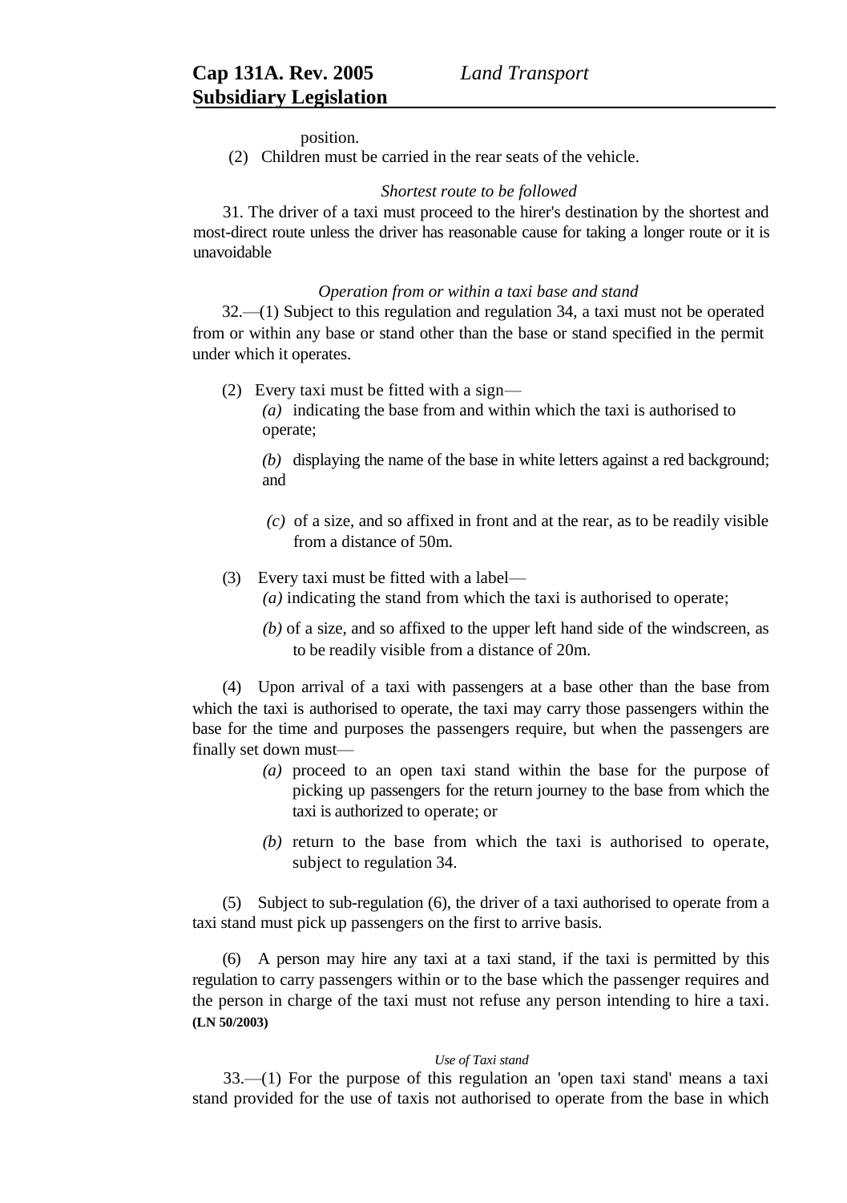position.

(2) Children must be carried in the rear seats of the vehicle.

*Shortest route to be followed*

31. The driver of a taxi must proceed to the hirer's destination by the shortest and most-direct route unless the driver has reasonable cause for taking a longer route or it is unavoidable

*Operation from or within a taxi base and stand*

32.—(1) Subject to this regulation and regulation 34, a taxi must not be operated from or within any base or stand other than the base or stand specified in the permit under which it operates.

(2) Every taxi must be fitted with a sign—

*(a)* indicating the base from and within which the taxi is authorised to operate;

*(b)* displaying the name of the base in white letters against a red background; and

*(c)* of a size, and so affixed in front and at the rear, as to be readily visible from a distance of 50m.

(3) Every taxi must be fitted with a label—

*(a)* indicating the stand from which the taxi is authorised to operate;

*(b)* of a size, and so affixed to the upper left hand side of the windscreen, as to be readily visible from a distance of 20m.

(4) Upon arrival of a taxi with passengers at a base other than the base from which the taxi is authorised to operate, the taxi may carry those passengers within the base for the time and purposes the passengers require, but when the passengers are finally set down must—

*(a)* proceed to an open taxi stand within the base for the purpose of picking up passengers for the return journey to the base from which the taxi is authorized to operate; or

*(b)* return to the base from which the taxi is authorised to operate, subject to regulation 34.

(5) Subject to sub-regulation (6), the driver of a taxi authorised to operate from a taxi stand must pick up passengers on the first to arrive basis.

(6) A person may hire any taxi at a taxi stand, if the taxi is permitted by this regulation to carry passengers within or to the base which the passenger requires and the person in charge of the taxi must not refuse any person intending to hire a taxi. **(LN 50/2003)**

*Use of Taxi stand*

33.—(1) For the purpose of this regulation an 'open taxi stand' means a taxi stand provided for the use of taxis not authorised to operate from the base in which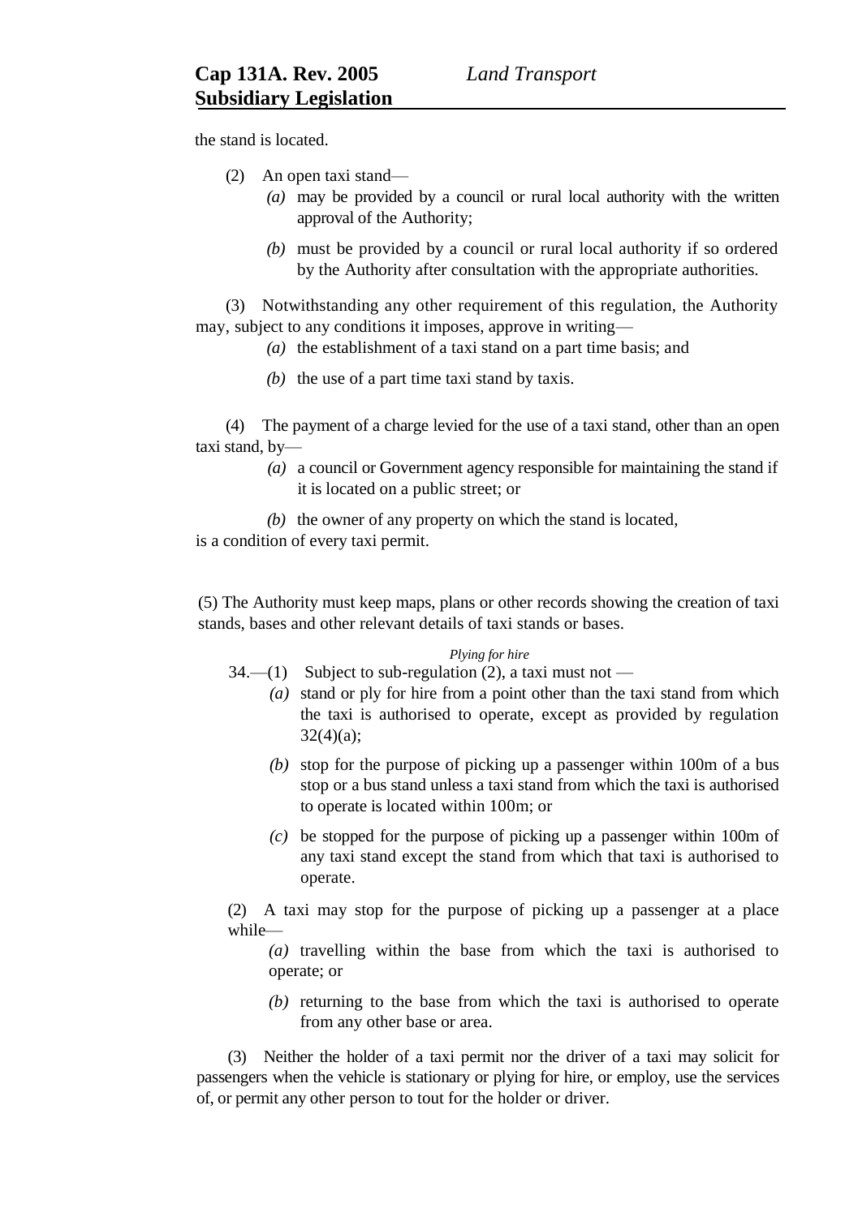the stand is located.

(2) An open taxi stand—

*(a)* may be provided by a council or rural local authority with the written approval of the Authority;

*(b)* must be provided by a council or rural local authority if so ordered by the Authority after consultation with the appropriate authorities.

(3) Notwithstanding any other requirement of this regulation, the Authority may, subject to any conditions it imposes, approve in writing—

*(a)* the establishment of a taxi stand on a part time basis; and

*(b)* the use of a part time taxi stand by taxis.

(4) The payment of a charge levied for the use of a taxi stand, other than an open taxi stand, by—

*(a)* a council or Government agency responsible for maintaining the stand if it is located on a public street; or

*(b)* the owner of any property on which the stand is located,

is a condition of every taxi permit.

(5) The Authority must keep maps, plans or other records showing the creation of taxi stands, bases and other relevant details of taxi stands or bases.

*Plying for hire*

34.—(1) Subject to sub-regulation (2), a taxi must not —

*(a)* stand or ply for hire from a point other than the taxi stand from which the taxi is authorised to operate, except as provided by regulation 32(4)(a);

*(b)* stop for the purpose of picking up a passenger within 100m of a bus stop or a bus stand unless a taxi stand from which the taxi is authorised to operate is located within 100m; or

*(c)* be stopped for the purpose of picking up a passenger within 100m of any taxi stand except the stand from which that taxi is authorised to operate.

(2) A taxi may stop for the purpose of picking up a passenger at a place while—

*(a)* travelling within the base from which the taxi is authorised to operate; or

*(b)* returning to the base from which the taxi is authorised to operate from any other base or area.

(3) Neither the holder of a taxi permit nor the driver of a taxi may solicit for passengers when the vehicle is stationary or plying for hire, or employ, use the services of, or permit any other person to tout for the holder or driver.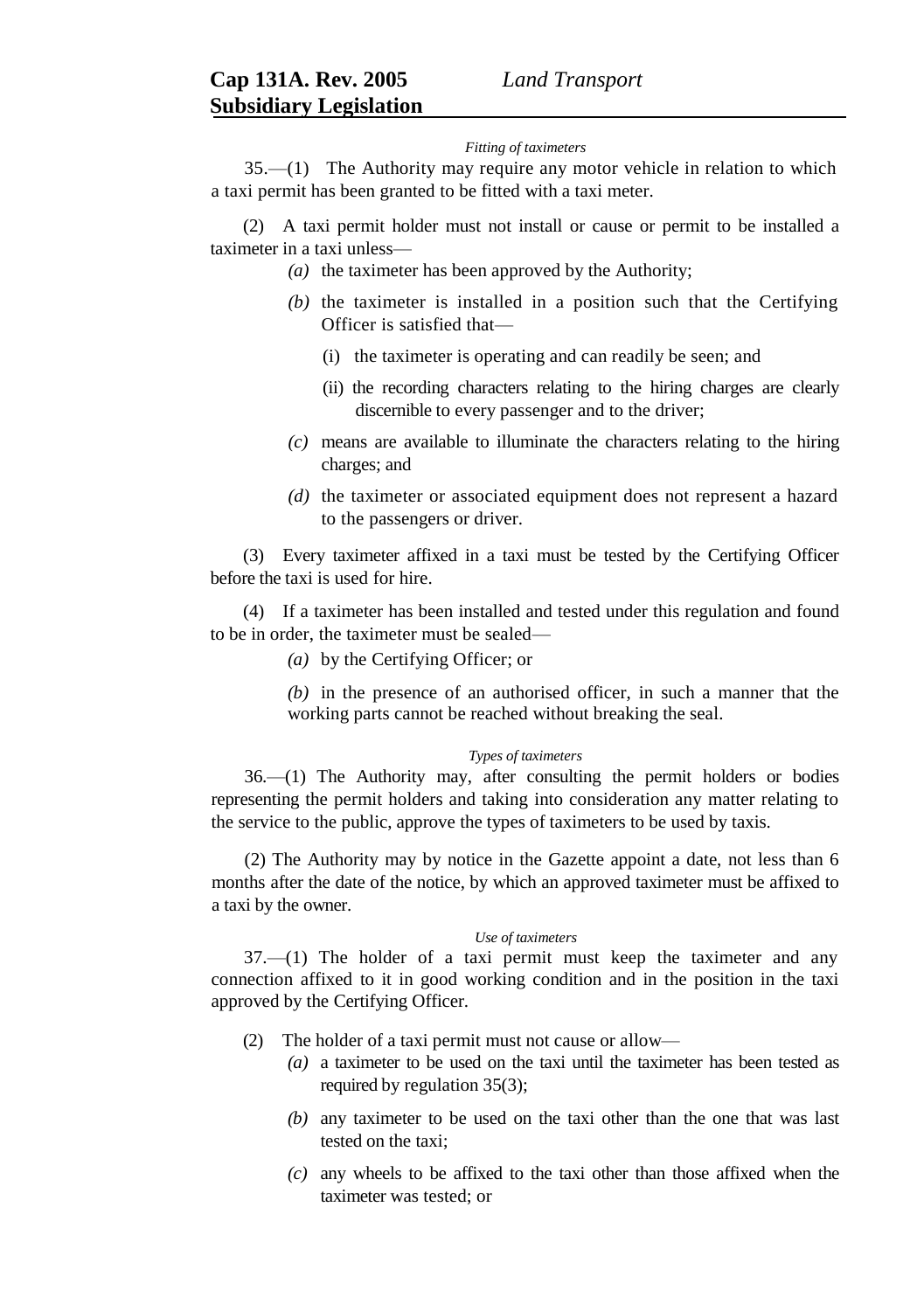*Fitting of taximeters*

35.—(1) The Authority may require any motor vehicle in relation to which a taxi permit has been granted to be fitted with a taxi meter.

(2) A taxi permit holder must not install or cause or permit to be installed a taximeter in a taxi unless—

*(a)* the taximeter has been approved by the Authority;

*(b)* the taximeter is installed in a position such that the Certifying Officer is satisfied that—

(i) the taximeter is operating and can readily be seen; and

(ii) the recording characters relating to the hiring charges are clearly discernible to every passenger and to the driver;

*(c)* means are available to illuminate the characters relating to the hiring charges; and

*(d)* the taximeter or associated equipment does not represent a hazard to the passengers or driver.

(3) Every taximeter affixed in a taxi must be tested by the Certifying Officer before the taxi is used for hire.

(4) If a taximeter has been installed and tested under this regulation and found to be in order, the taximeter must be sealed—

*(a)* by the Certifying Officer; or

*(b)* in the presence of an authorised officer, in such a manner that the working parts cannot be reached without breaking the seal.

*Types of taximeters*

36.—(1) The Authority may, after consulting the permit holders or bodies representing the permit holders and taking into consideration any matter relating to the service to the public, approve the types of taximeters to be used by taxis.

(2) The Authority may by notice in the Gazette appoint a date, not less than 6 months after the date of the notice, by which an approved taximeter must be affixed to a taxi by the owner.

*Use of taximeters*

37.—(1) The holder of a taxi permit must keep the taximeter and any connection affixed to it in good working condition and in the position in the taxi approved by the Certifying Officer.

(2) The holder of a taxi permit must not cause or allow—

*(a)* a taximeter to be used on the taxi until the taximeter has been tested as required by regulation 35(3);

*(b)* any taximeter to be used on the taxi other than the one that was last tested on the taxi;

*(c)* any wheels to be affixed to the taxi other than those affixed when the taximeter was tested; or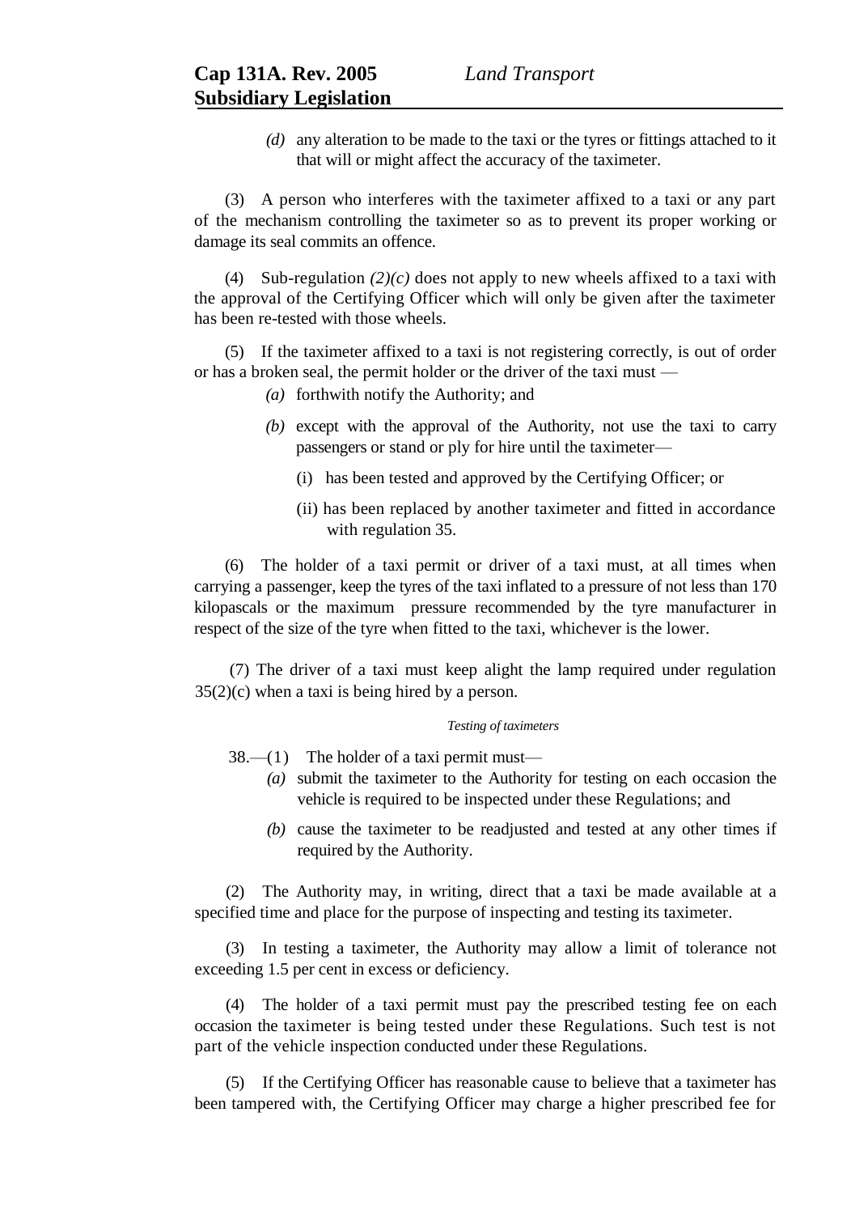(d) any alteration to be made to the taxi or the tyres or fittings attached to it that will or might affect the accuracy of the taximeter.

(3) A person who interferes with the taximeter affixed to a taxi or any part of the mechanism controlling the taximeter so as to prevent its proper working or damage its seal commits an offence.

(4) Sub-regulation *(2)(c)* does not apply to new wheels affixed to a taxi with the approval of the Certifying Officer which will only be given after the taximeter has been re-tested with those wheels.

(5) If the taximeter affixed to a taxi is not registering correctly, is out of order or has a broken seal, the permit holder or the driver of the taxi must —

*(a)* forthwith notify the Authority; and

*(b)* except with the approval of the Authority, not use the taxi to carry passengers or stand or ply for hire until the taximeter—

(i) has been tested and approved by the Certifying Officer; or

(ii) has been replaced by another taximeter and fitted in accordance with regulation 35.

(6) The holder of a taxi permit or driver of a taxi must, at all times when carrying a passenger, keep the tyres of the taxi inflated to a pressure of not less than 170 kilopascals or the maximum pressure recommended by the tyre manufacturer in respect of the size of the tyre when fitted to the taxi, whichever is the lower.

(7) The driver of a taxi must keep alight the lamp required under regulation 35(2)(c) when a taxi is being hired by a person.

*Testing of taximeters*

38.—(1) The holder of a taxi permit must—

*(a)* submit the taximeter to the Authority for testing on each occasion the vehicle is required to be inspected under these Regulations; and

*(b)* cause the taximeter to be readjusted and tested at any other times if required by the Authority.

(2) The Authority may, in writing, direct that a taxi be made available at a specified time and place for the purpose of inspecting and testing its taximeter.

(3) In testing a taximeter, the Authority may allow a limit of tolerance not exceeding 1.5 per cent in excess or deficiency.

(4) The holder of a taxi permit must pay the prescribed testing fee on each occasion the taximeter is being tested under these Regulations. Such test is not part of the vehicle inspection conducted under these Regulations.

(5) If the Certifying Officer has reasonable cause to believe that a taximeter has been tampered with, the Certifying Officer may charge a higher prescribed fee for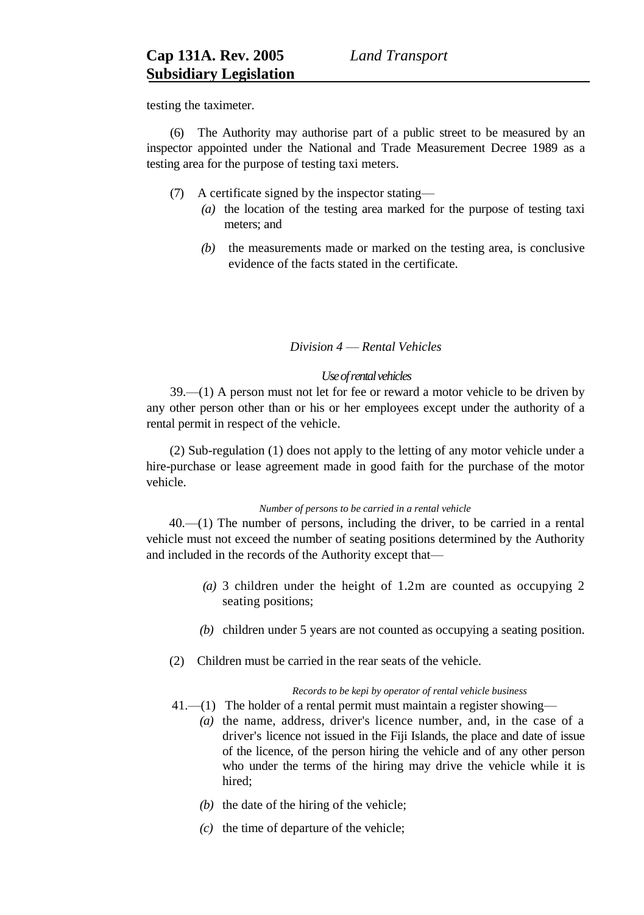testing the taximeter.

(6) The Authority may authorise part of a public street to be measured by an inspector appointed under the National and Trade Measurement Decree 1989 as a testing area for the purpose of testing taxi meters.

(7) A certificate signed by the inspector stating—

*(a)* the location of the testing area marked for the purpose of testing taxi meters; and

*(b)* the measurements made or marked on the testing area, is conclusive evidence of the facts stated in the certificate.

### *Division 4 — Rental Vehicles*

*Use of rental vehicles*

39.—(1) A person must not let for fee or reward a motor vehicle to be driven by any other person other than or his or her employees except under the authority of a rental permit in respect of the vehicle.

(2) Sub-regulation (1) does not apply to the letting of any motor vehicle under a hire-purchase or lease agreement made in good faith for the purchase of the motor vehicle.

*Number of persons to be carried in a rental vehicle*

40.—(1) The number of persons, including the driver, to be carried in a rental vehicle must not exceed the number of seating positions determined by the Authority and included in the records of the Authority except that—

*(a)* 3 children under the height of 1.2m are counted as occupying 2 seating positions;

*(b)* children under 5 years are not counted as occupying a seating position.

(2) Children must be carried in the rear seats of the vehicle.

*Records to be kepi by operator of rental vehicle business*

41.—(1) The holder of a rental permit must maintain a register showing—

*(a)* the name, address, driver's licence number, and, in the case of a driver's licence not issued in the Fiji Islands, the place and date of issue of the licence, of the person hiring the vehicle and of any other person who under the terms of the hiring may drive the vehicle while it is hired;

*(b)* the date of the hiring of the vehicle;

*(c)* the time of departure of the vehicle;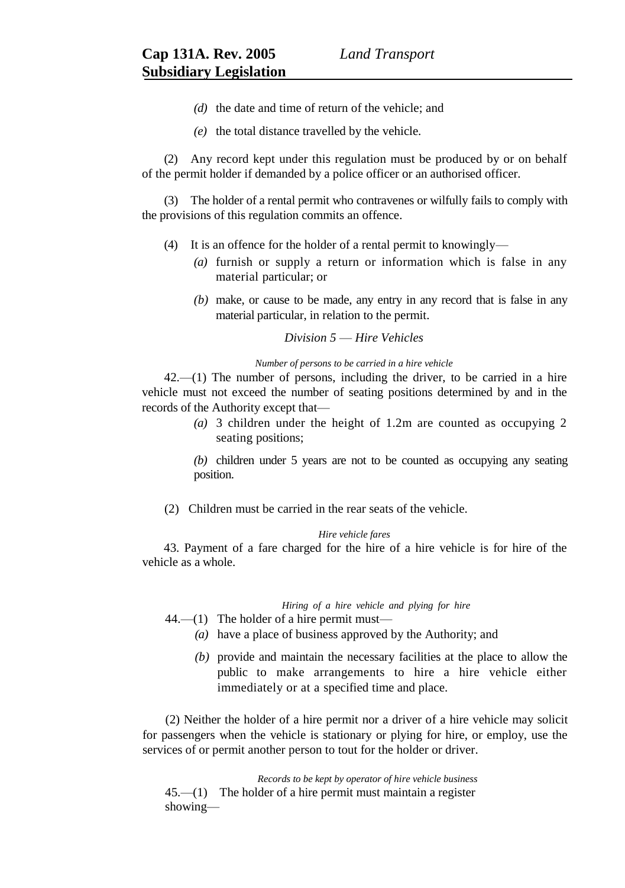(d) the date and time of return of the vehicle; and

(e) the total distance travelled by the vehicle.

(2) Any record kept under this regulation must be produced by or on behalf of the permit holder if demanded by a police officer or an authorised officer.

(3) The holder of a rental permit who contravenes or wilfully fails to comply with the provisions of this regulation commits an offence.

(4) It is an offence for the holder of a rental permit to knowingly—

(a) furnish or supply a return or information which is false in any material particular; or

(b) make, or cause to be made, any entry in any record that is false in any material particular, in relation to the permit.

*Division 5 — Hire Vehicles*

*Number of persons to be carried in a hire vehicle*

42.—(1) The number of persons, including the driver, to be carried in a hire vehicle must not exceed the number of seating positions determined by and in the records of the Authority except that—

(a) 3 children under the height of 1.2m are counted as occupying 2 seating positions;

(b) children under 5 years are not to be counted as occupying any seating position.

(2) Children must be carried in the rear seats of the vehicle.

*Hire vehicle fares*

43. Payment of a fare charged for the hire of a hire vehicle is for hire of the vehicle as a whole.

*Hiring of a hire vehicle and plying for hire*

44.—(1) The holder of a hire permit must—

(a) have a place of business approved by the Authority; and

(b) provide and maintain the necessary facilities at the place to allow the public to make arrangements to hire a hire vehicle either immediately or at a specified time and place.

(2) Neither the holder of a hire permit nor a driver of a hire vehicle may solicit for passengers when the vehicle is stationary or plying for hire, or employ, use the services of or permit another person to tout for the holder or driver.

*Records to be kept by operator of hire vehicle business*

45.—(1) The holder of a hire permit must maintain a register showing—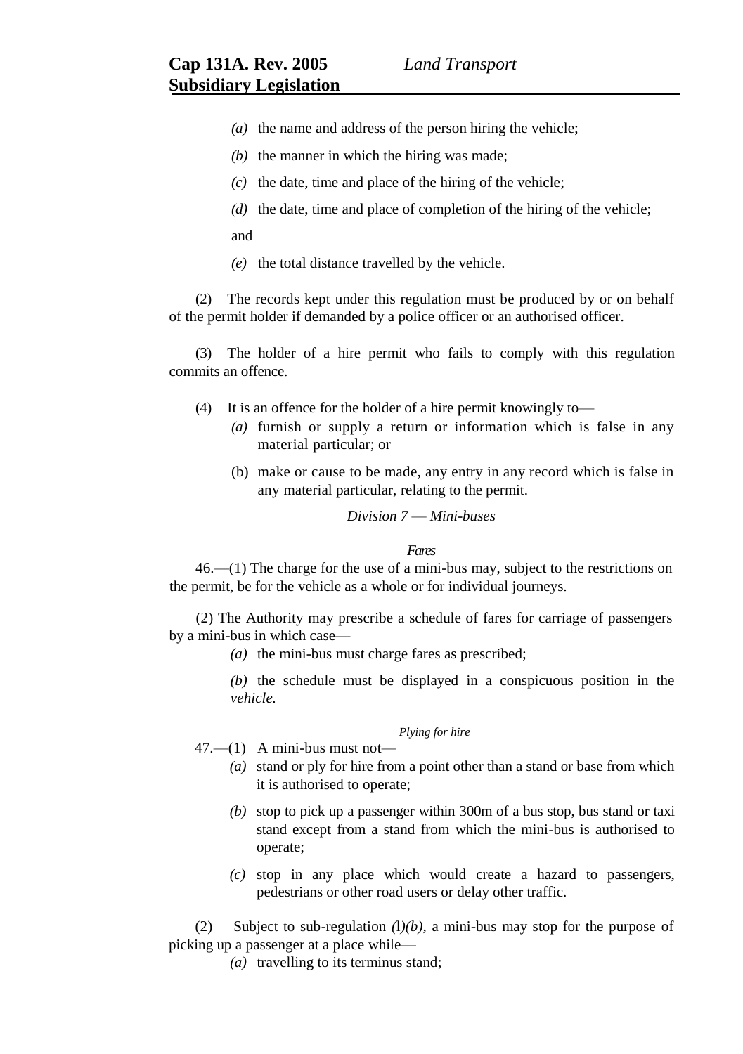(a) the name and address of the person hiring the vehicle;

(b) the manner in which the hiring was made;

(c) the date, time and place of the hiring of the vehicle;

(d) the date, time and place of completion of the hiring of the vehicle; and

(e) the total distance travelled by the vehicle.

(2) The records kept under this regulation must be produced by or on behalf of the permit holder if demanded by a police officer or an authorised officer.

(3) The holder of a hire permit who fails to comply with this regulation commits an offence.

(4) It is an offence for the holder of a hire permit knowingly to—

(a) furnish or supply a return or information which is false in any material particular; or

(b) make or cause to be made, any entry in any record which is false in any material particular, relating to the permit.

*Division 7 — Mini-buses*

*Fares*

46.—(1) The charge for the use of a mini-bus may, subject to the restrictions on the permit, be for the vehicle as a whole or for individual journeys.

(2) The Authority may prescribe a schedule of fares for carriage of passengers by a mini-bus in which case—

(a) the mini-bus must charge fares as prescribed;

(b) the schedule must be displayed in a conspicuous position in the *vehicle.*

*Plying for hire*

47.—(1) A mini-bus must not—

(a) stand or ply for hire from a point other than a stand or base from which it is authorised to operate;

(b) stop to pick up a passenger within 300m of a bus stop, bus stand or taxi stand except from a stand from which the mini-bus is authorised to operate;

(c) stop in any place which would create a hazard to passengers, pedestrians or other road users or delay other traffic.

(2) Subject to sub-regulation *(1)(b)*, a mini-bus may stop for the purpose of picking up a passenger at a place while—

(a) travelling to its terminus stand;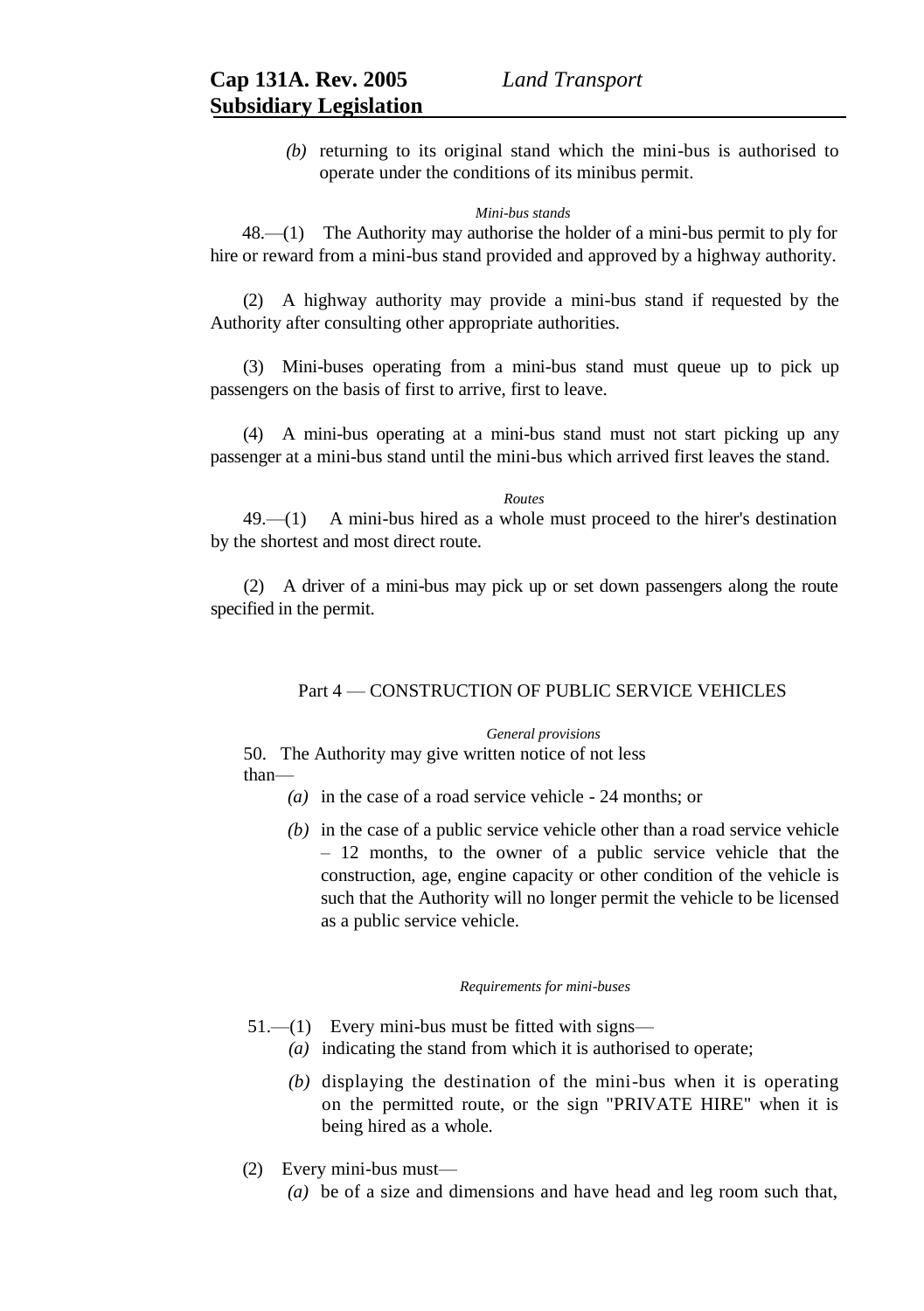*(b)* returning to its original stand which the mini-bus is authorised to operate under the conditions of its minibus permit.

*Mini-bus stands*

48.—(1) The Authority may authorise the holder of a mini-bus permit to ply for hire or reward from a mini-bus stand provided and approved by a highway authority.

(2) A highway authority may provide a mini-bus stand if requested by the Authority after consulting other appropriate authorities.

(3) Mini-buses operating from a mini-bus stand must queue up to pick up passengers on the basis of first to arrive, first to leave.

(4) A mini-bus operating at a mini-bus stand must not start picking up any passenger at a mini-bus stand until the mini-bus which arrived first leaves the stand.

*Routes*

49.—(1) A mini-bus hired as a whole must proceed to the hirer's destination by the shortest and most direct route.

(2) A driver of a mini-bus may pick up or set down passengers along the route specified in the permit.

## Part 4 — CONSTRUCTION OF PUBLIC SERVICE VEHICLES

*General provisions*

50. The Authority may give written notice of not less than—

*(a)* in the case of a road service vehicle - 24 months; or

*(b)* in the case of a public service vehicle other than a road service vehicle – 12 months, to the owner of a public service vehicle that the construction, age, engine capacity or other condition of the vehicle is such that the Authority will no longer permit the vehicle to be licensed as a public service vehicle.

*Requirements for mini-buses*

51.—(1) Every mini-bus must be fitted with signs—

*(a)* indicating the stand from which it is authorised to operate;

*(b)* displaying the destination of the mini-bus when it is operating on the permitted route, or the sign "PRIVATE HIRE" when it is being hired as a whole.

(2) Every mini-bus must—

*(a)* be of a size and dimensions and have head and leg room such that,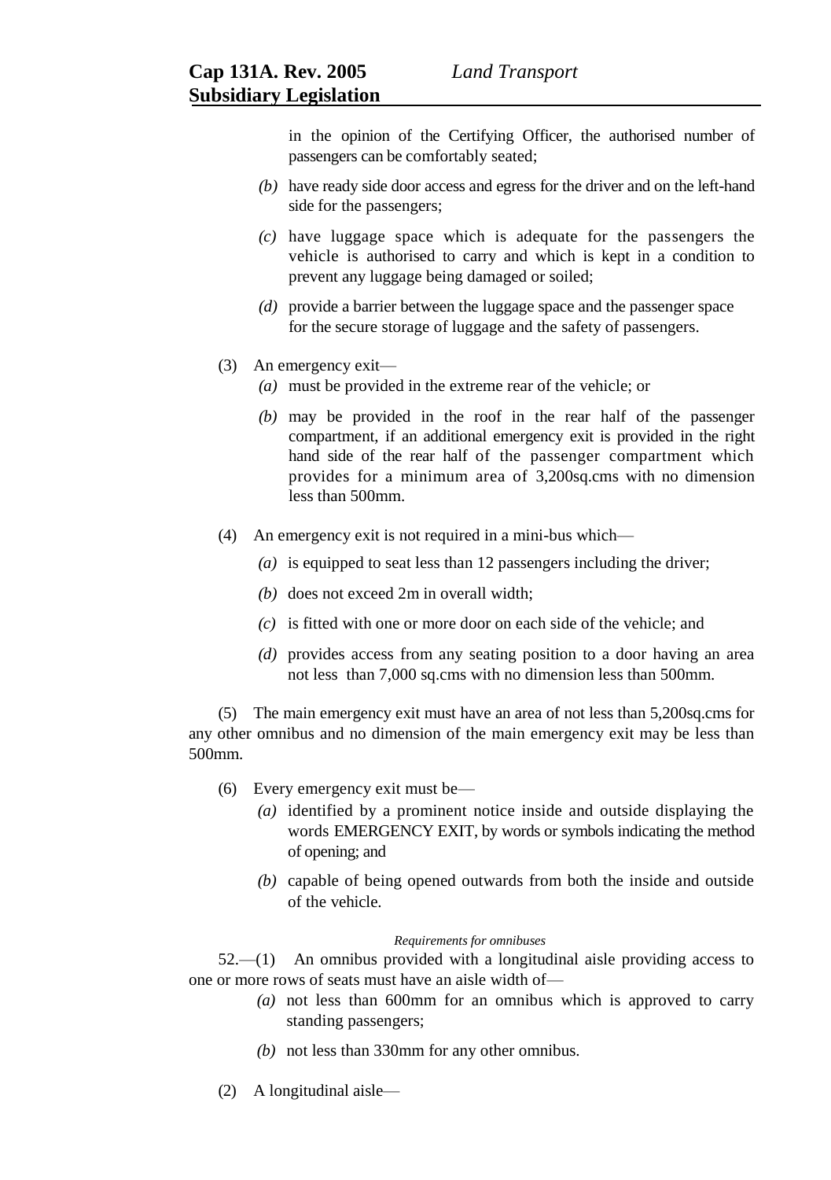in the opinion of the Certifying Officer, the authorised number of passengers can be comfortably seated;

*(b)* have ready side door access and egress for the driver and on the left-hand side for the passengers;

*(c)* have luggage space which is adequate for the passengers the vehicle is authorised to carry and which is kept in a condition to prevent any luggage being damaged or soiled;

*(d)* provide a barrier between the luggage space and the passenger space for the secure storage of luggage and the safety of passengers.

(3) An emergency exit—

*(a)* must be provided in the extreme rear of the vehicle; or

*(b)* may be provided in the roof in the rear half of the passenger compartment, if an additional emergency exit is provided in the right hand side of the rear half of the passenger compartment which provides for a minimum area of 3,200sq.cms with no dimension less than 500mm.

(4) An emergency exit is not required in a mini-bus which—

*(a)* is equipped to seat less than 12 passengers including the driver;

*(b)* does not exceed 2m in overall width;

*(c)* is fitted with one or more door on each side of the vehicle; and

*(d)* provides access from any seating position to a door having an area not less than 7,000 sq.cms with no dimension less than 500mm.

(5) The main emergency exit must have an area of not less than 5,200sq.cms for any other omnibus and no dimension of the main emergency exit may be less than 500mm.

(6) Every emergency exit must be—

*(a)* identified by a prominent notice inside and outside displaying the words EMERGENCY EXIT, by words or symbols indicating the method of opening; and

*(b)* capable of being opened outwards from both the inside and outside of the vehicle.

*Requirements for omnibuses*

52.—(1) An omnibus provided with a longitudinal aisle providing access to one or more rows of seats must have an aisle width of—

*(a)* not less than 600mm for an omnibus which is approved to carry standing passengers;

*(b)* not less than 330mm for any other omnibus.

(2) A longitudinal aisle—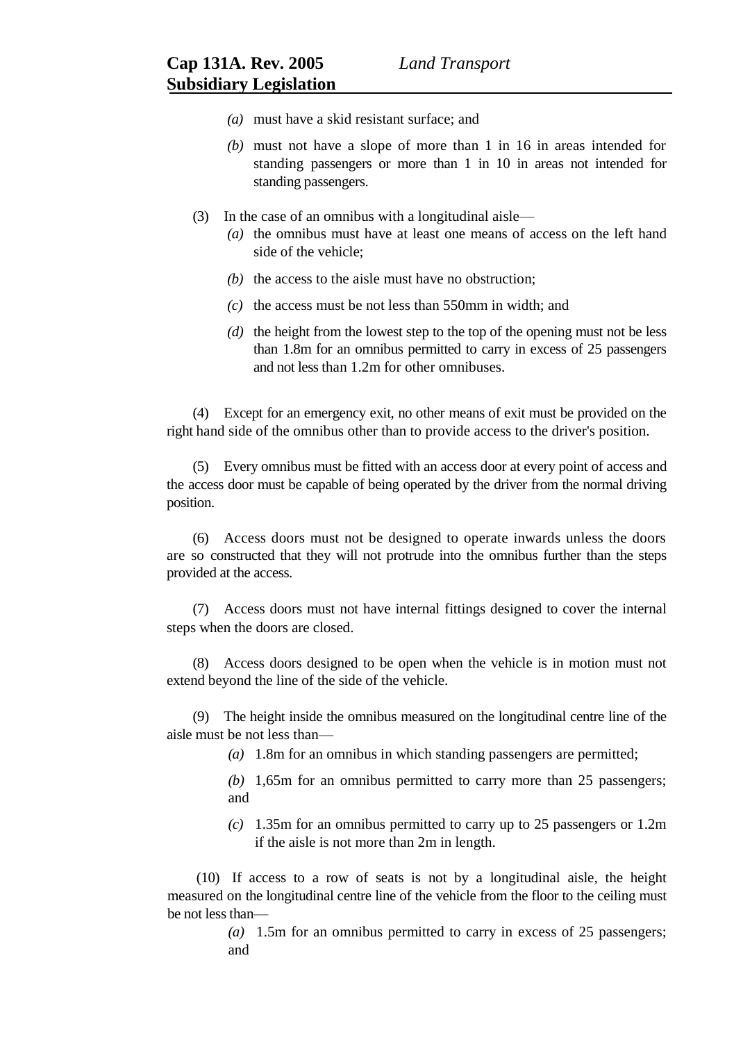(a) must have a skid resistant surface; and

(b) must not have a slope of more than 1 in 16 in areas intended for standing passengers or more than 1 in 10 in areas not intended for standing passengers.

(3) In the case of an omnibus with a longitudinal aisle—

(a) the omnibus must have at least one means of access on the left hand side of the vehicle;

(b) the access to the aisle must have no obstruction;

(c) the access must be not less than 550mm in width; and

(d) the height from the lowest step to the top of the opening must not be less than 1.8m for an omnibus permitted to carry in excess of 25 passengers and not less than 1.2m for other omnibuses.

(4) Except for an emergency exit, no other means of exit must be provided on the right hand side of the omnibus other than to provide access to the driver's position.

(5) Every omnibus must be fitted with an access door at every point of access and the access door must be capable of being operated by the driver from the normal driving position.

(6) Access doors must not be designed to operate inwards unless the doors are so constructed that they will not protrude into the omnibus further than the steps provided at the access.

(7) Access doors must not have internal fittings designed to cover the internal steps when the doors are closed.

(8) Access doors designed to be open when the vehicle is in motion must not extend beyond the line of the side of the vehicle.

(9) The height inside the omnibus measured on the longitudinal centre line of the aisle must be not less than—

(a) 1.8m for an omnibus in which standing passengers are permitted;

(b) 1,65m for an omnibus permitted to carry more than 25 passengers; and

(c) 1.35m for an omnibus permitted to carry up to 25 passengers or 1.2m if the aisle is not more than 2m in length.

(10) If access to a row of seats is not by a longitudinal aisle, the height measured on the longitudinal centre line of the vehicle from the floor to the ceiling must be not less than—

(a) 1.5m for an omnibus permitted to carry in excess of 25 passengers; and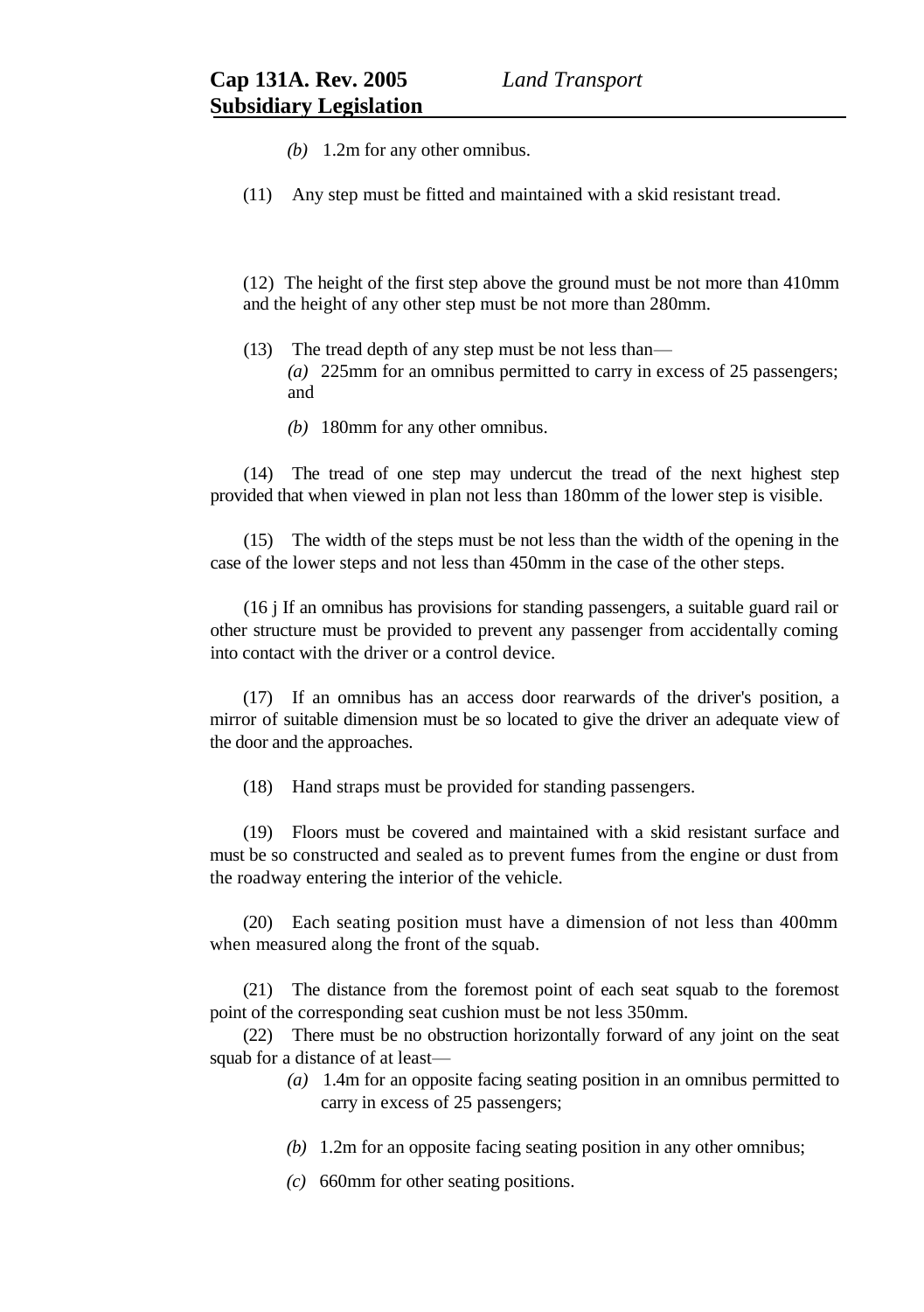*(b)* 1.2m for any other omnibus.

(11) Any step must be fitted and maintained with a skid resistant tread.

(12) The height of the first step above the ground must be not more than 410mm and the height of any other step must be not more than 280mm.

(13) The tread depth of any step must be not less than—

*(a)* 225mm for an omnibus permitted to carry in excess of 25 passengers; and

*(b)* 180mm for any other omnibus.

(14) The tread of one step may undercut the tread of the next highest step provided that when viewed in plan not less than 180mm of the lower step is visible.

(15) The width of the steps must be not less than the width of the opening in the case of the lower steps and not less than 450mm in the case of the other steps.

(16 j If an omnibus has provisions for standing passengers, a suitable guard rail or other structure must be provided to prevent any passenger from accidentally coming into contact with the driver or a control device.

(17) If an omnibus has an access door rearwards of the driver's position, a mirror of suitable dimension must be so located to give the driver an adequate view of the door and the approaches.

(18) Hand straps must be provided for standing passengers.

(19) Floors must be covered and maintained with a skid resistant surface and must be so constructed and sealed as to prevent fumes from the engine or dust from the roadway entering the interior of the vehicle.

(20) Each seating position must have a dimension of not less than 400mm when measured along the front of the squab.

(21) The distance from the foremost point of each seat squab to the foremost point of the corresponding seat cushion must be not less 350mm.

(22) There must be no obstruction horizontally forward of any joint on the seat squab for a distance of at least—

*(a)* 1.4m for an opposite facing seating position in an omnibus permitted to carry in excess of 25 passengers;

*(b)* 1.2m for an opposite facing seating position in any other omnibus;

*(c)* 660mm for other seating positions.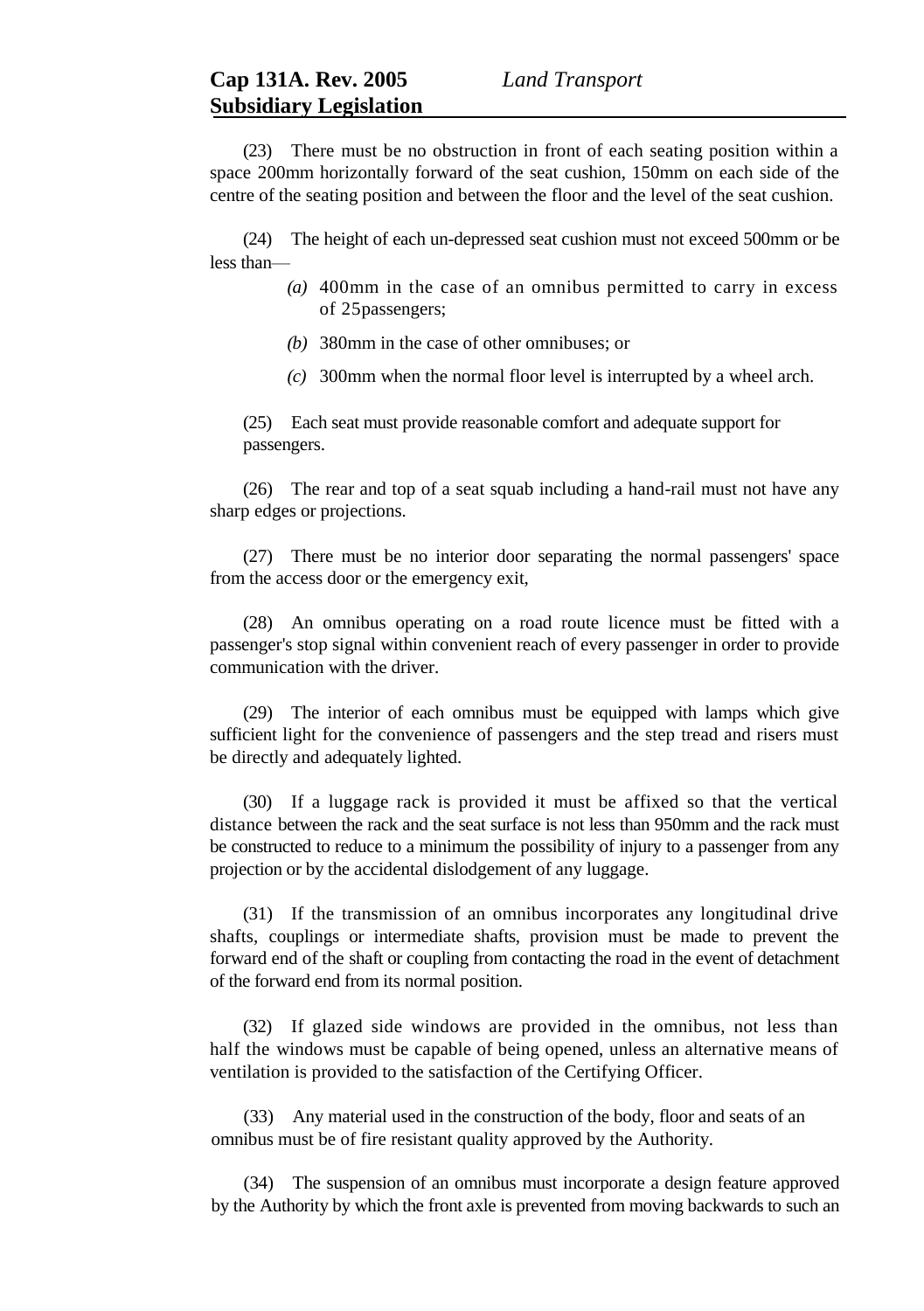(23) There must be no obstruction in front of each seating position within a space 200mm horizontally forward of the seat cushion, 150mm on each side of the centre of the seating position and between the floor and the level of the seat cushion.

(24) The height of each un-depressed seat cushion must not exceed 500mm or be less than—

- *(a)* 400mm in the case of an omnibus permitted to carry in excess of 25passengers;
- *(b)* 380mm in the case of other omnibuses; or
- *(c)* 300mm when the normal floor level is interrupted by a wheel arch.

(25) Each seat must provide reasonable comfort and adequate support for passengers.

(26) The rear and top of a seat squab including a hand-rail must not have any sharp edges or projections.

(27) There must be no interior door separating the normal passengers' space from the access door or the emergency exit,

(28) An omnibus operating on a road route licence must be fitted with a passenger's stop signal within convenient reach of every passenger in order to provide communication with the driver.

(29) The interior of each omnibus must be equipped with lamps which give sufficient light for the convenience of passengers and the step tread and risers must be directly and adequately lighted.

(30) If a luggage rack is provided it must be affixed so that the vertical distance between the rack and the seat surface is not less than 950mm and the rack must be constructed to reduce to a minimum the possibility of injury to a passenger from any projection or by the accidental dislodgement of any luggage.

(31) If the transmission of an omnibus incorporates any longitudinal drive shafts, couplings or intermediate shafts, provision must be made to prevent the forward end of the shaft or coupling from contacting the road in the event of detachment of the forward end from its normal position.

(32) If glazed side windows are provided in the omnibus, not less than half the windows must be capable of being opened, unless an alternative means of ventilation is provided to the satisfaction of the Certifying Officer.

(33) Any material used in the construction of the body, floor and seats of an omnibus must be of fire resistant quality approved by the Authority.

(34) The suspension of an omnibus must incorporate a design feature approved by the Authority by which the front axle is prevented from moving backwards to such an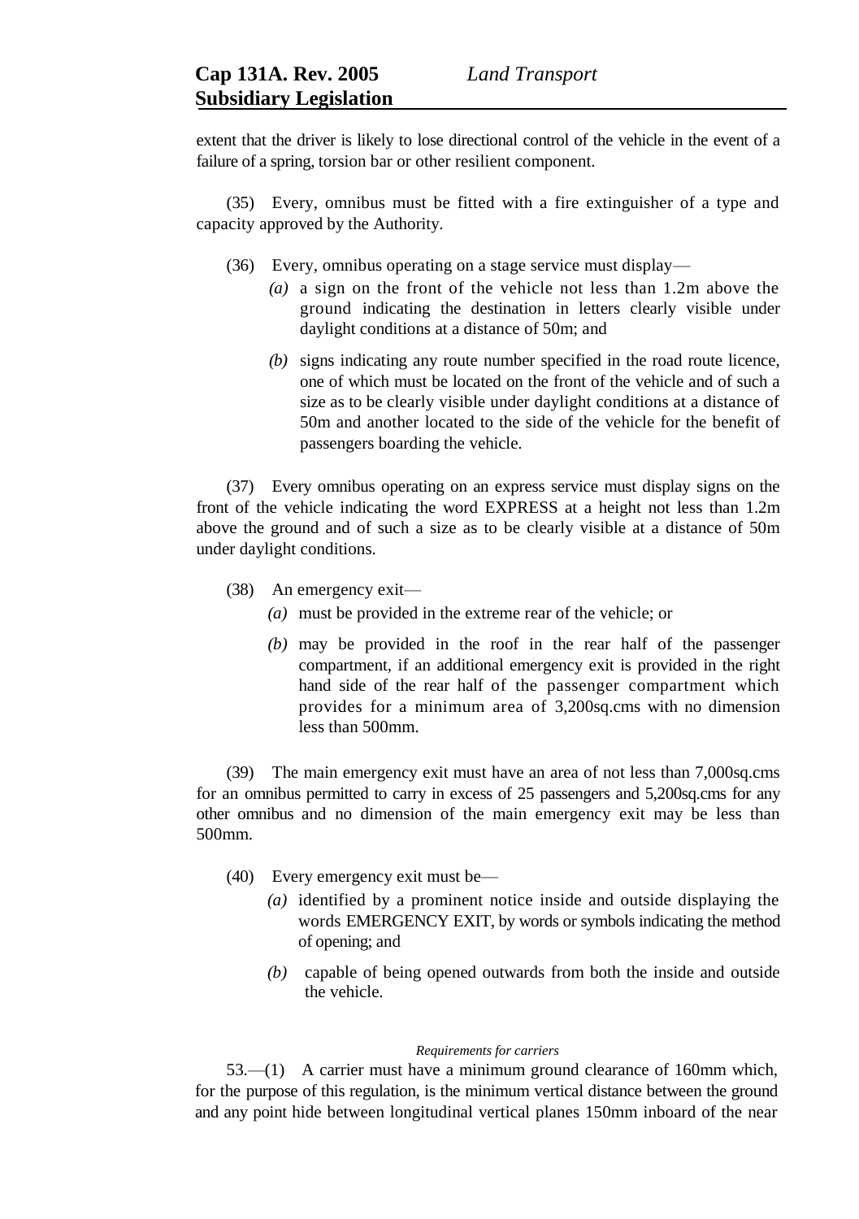extent that the driver is likely to lose directional control of the vehicle in the event of a failure of a spring, torsion bar or other resilient component.

(35) Every, omnibus must be fitted with a fire extinguisher of a type and capacity approved by the Authority.

(36) Every, omnibus operating on a stage service must display—

*(a)* a sign on the front of the vehicle not less than 1.2m above the ground indicating the destination in letters clearly visible under daylight conditions at a distance of 50m; and

*(b)* signs indicating any route number specified in the road route licence, one of which must be located on the front of the vehicle and of such a size as to be clearly visible under daylight conditions at a distance of 50m and another located to the side of the vehicle for the benefit of passengers boarding the vehicle.

(37) Every omnibus operating on an express service must display signs on the front of the vehicle indicating the word EXPRESS at a height not less than 1.2m above the ground and of such a size as to be clearly visible at a distance of 50m under daylight conditions.

(38) An emergency exit—

*(a)* must be provided in the extreme rear of the vehicle; or

*(b)* may be provided in the roof in the rear half of the passenger compartment, if an additional emergency exit is provided in the right hand side of the rear half of the passenger compartment which provides for a minimum area of 3,200sq.cms with no dimension less than 500mm.

(39) The main emergency exit must have an area of not less than 7,000sq.cms for an omnibus permitted to carry in excess of 25 passengers and 5,200sq.cms for any other omnibus and no dimension of the main emergency exit may be less than 500mm.

(40) Every emergency exit must be—

*(a)* identified by a prominent notice inside and outside displaying the words EMERGENCY EXIT, by words or symbols indicating the method of opening; and

*(b)* capable of being opened outwards from both the inside and outside the vehicle.

*Requirements for carriers*

53.—(1) A carrier must have a minimum ground clearance of 160mm which, for the purpose of this regulation, is the minimum vertical distance between the ground and any point hide between longitudinal vertical planes 150mm inboard of the near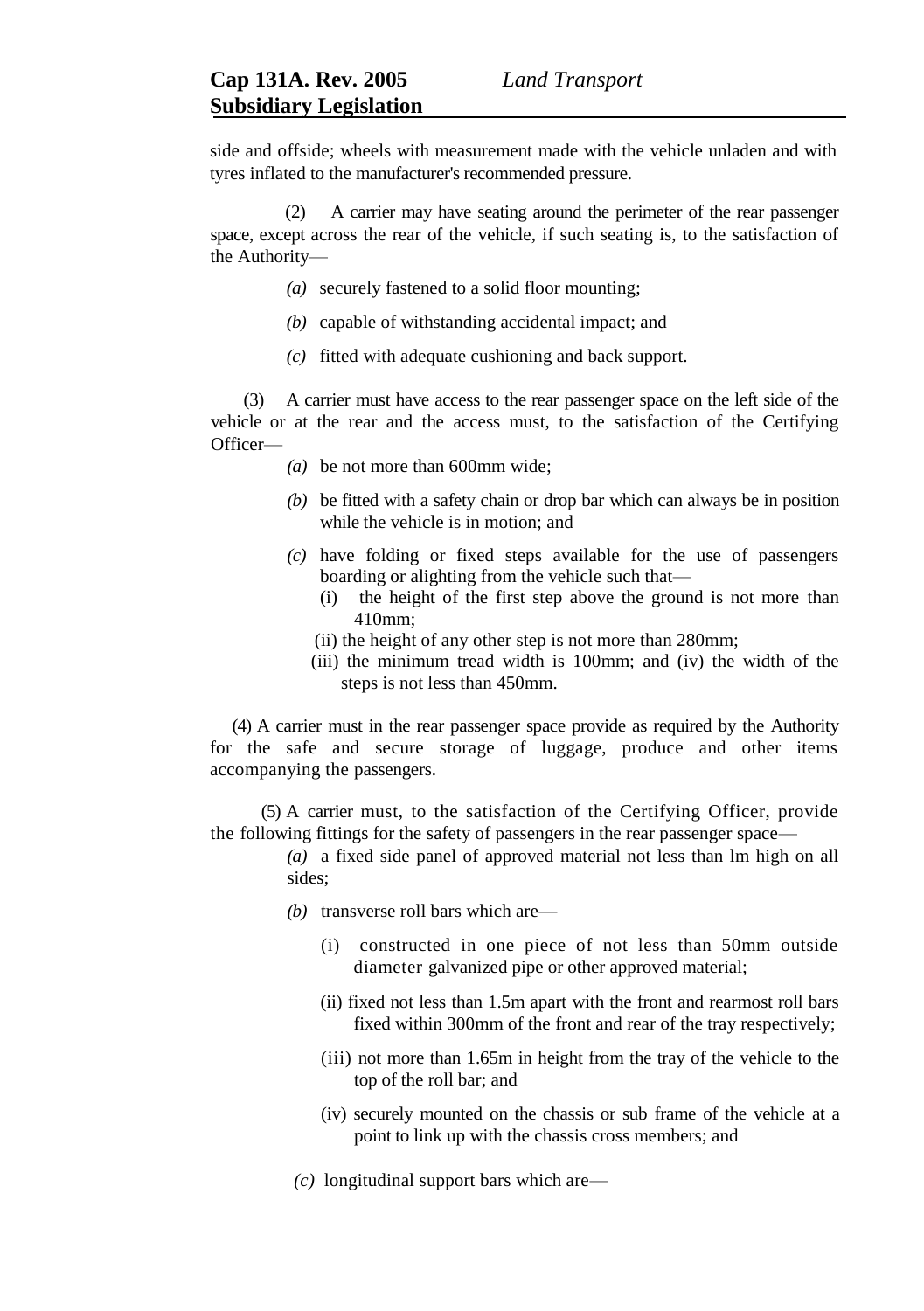side and offside; wheels with measurement made with the vehicle unladen and with tyres inflated to the manufacturer's recommended pressure.

(2) A carrier may have seating around the perimeter of the rear passenger space, except across the rear of the vehicle, if such seating is, to the satisfaction of the Authority—

*(a)* securely fastened to a solid floor mounting;

*(b)* capable of withstanding accidental impact; and

*(c)* fitted with adequate cushioning and back support.

(3) A carrier must have access to the rear passenger space on the left side of the vehicle or at the rear and the access must, to the satisfaction of the Certifying Officer—

*(a)* be not more than 600mm wide;

*(b)* be fitted with a safety chain or drop bar which can always be in position while the vehicle is in motion; and

*(c)* have folding or fixed steps available for the use of passengers boarding or alighting from the vehicle such that—

(i) the height of the first step above the ground is not more than 410mm;

(ii) the height of any other step is not more than 280mm;

(iii) the minimum tread width is 100mm; and (iv) the width of the steps is not less than 450mm.

(4) A carrier must in the rear passenger space provide as required by the Authority for the safe and secure storage of luggage, produce and other items accompanying the passengers.

(5) A carrier must, to the satisfaction of the Certifying Officer, provide the following fittings for the safety of passengers in the rear passenger space—

*(a)* a fixed side panel of approved material not less than lm high on all sides;

*(b)* transverse roll bars which are—

(i) constructed in one piece of not less than 50mm outside diameter galvanized pipe or other approved material;

(ii) fixed not less than 1.5m apart with the front and rearmost roll bars fixed within 300mm of the front and rear of the tray respectively;

(iii) not more than 1.65m in height from the tray of the vehicle to the top of the roll bar; and

(iv) securely mounted on the chassis or sub frame of the vehicle at a point to link up with the chassis cross members; and

*(c)* longitudinal support bars which are—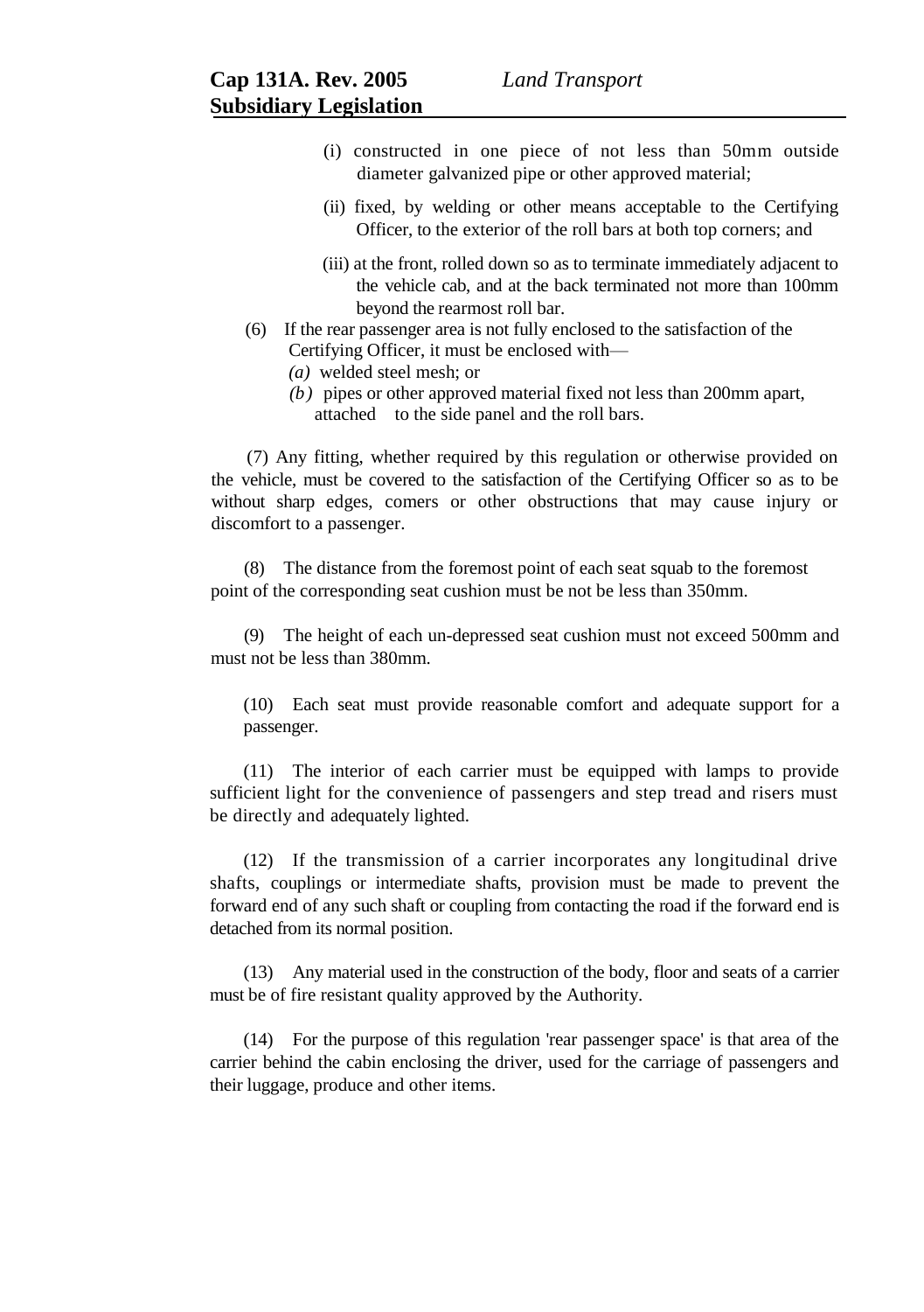(i) constructed in one piece of not less than 50mm outside diameter galvanized pipe or other approved material;

(ii) fixed, by welding or other means acceptable to the Certifying Officer, to the exterior of the roll bars at both top corners; and

(iii) at the front, rolled down so as to terminate immediately adjacent to the vehicle cab, and at the back terminated not more than 100mm beyond the rearmost roll bar.

(6) If the rear passenger area is not fully enclosed to the satisfaction of the Certifying Officer, it must be enclosed with—

*(a)* welded steel mesh; or

*(b)* pipes or other approved material fixed not less than 200mm apart, attached to the side panel and the roll bars.

(7) Any fitting, whether required by this regulation or otherwise provided on the vehicle, must be covered to the satisfaction of the Certifying Officer so as to be without sharp edges, comers or other obstructions that may cause injury or discomfort to a passenger.

(8) The distance from the foremost point of each seat squab to the foremost point of the corresponding seat cushion must be not be less than 350mm.

(9) The height of each un-depressed seat cushion must not exceed 500mm and must not be less than 380mm.

(10) Each seat must provide reasonable comfort and adequate support for a passenger.

(11) The interior of each carrier must be equipped with lamps to provide sufficient light for the convenience of passengers and step tread and risers must be directly and adequately lighted.

(12) If the transmission of a carrier incorporates any longitudinal drive shafts, couplings or intermediate shafts, provision must be made to prevent the forward end of any such shaft or coupling from contacting the road if the forward end is detached from its normal position.

(13) Any material used in the construction of the body, floor and seats of a carrier must be of fire resistant quality approved by the Authority.

(14) For the purpose of this regulation 'rear passenger space' is that area of the carrier behind the cabin enclosing the driver, used for the carriage of passengers and their luggage, produce and other items.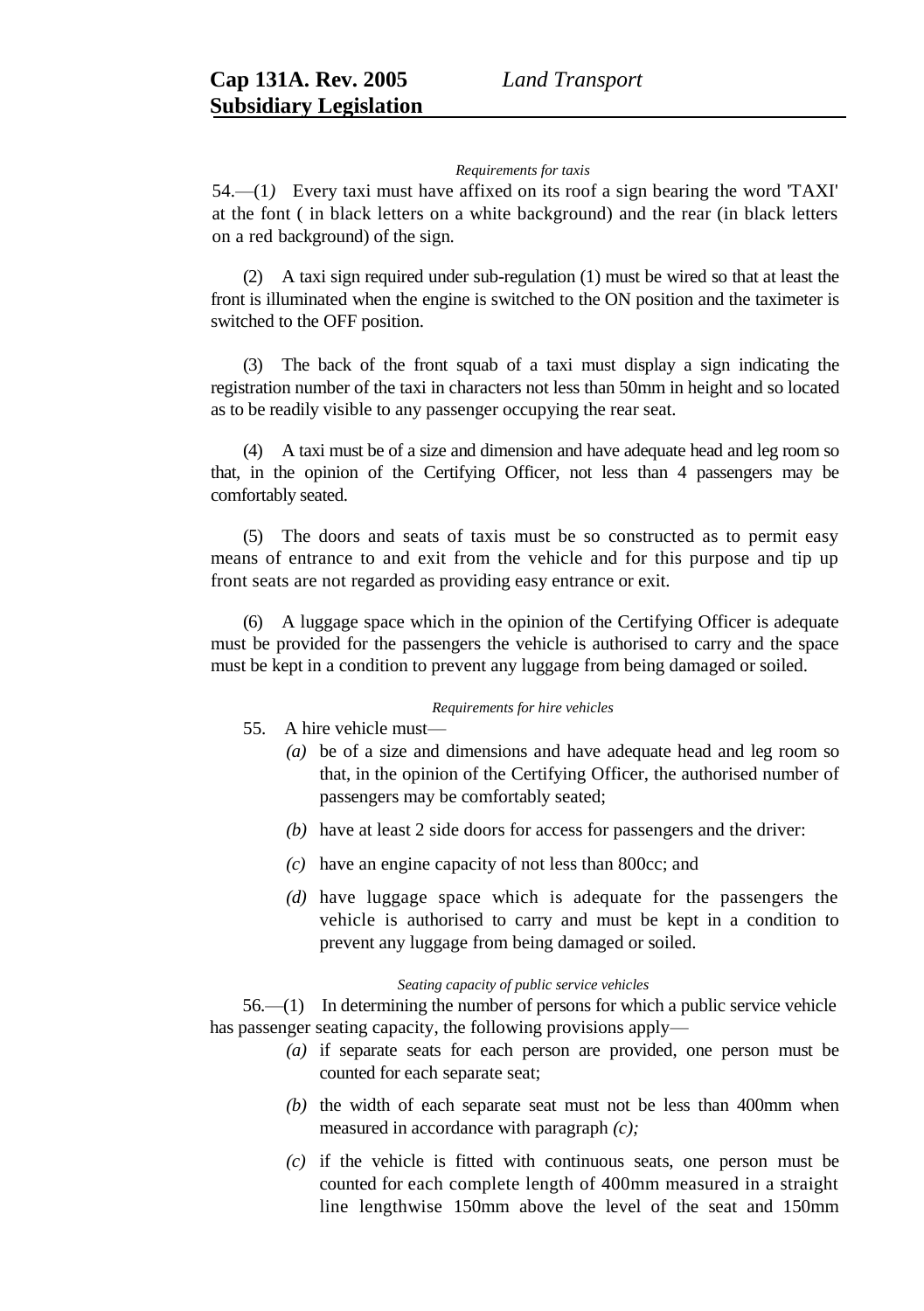*Requirements for taxis*

54.—(1) Every taxi must have affixed on its roof a sign bearing the word 'TAXI' at the font ( in black letters on a white background) and the rear (in black letters on a red background) of the sign.

(2) A taxi sign required under sub-regulation (1) must be wired so that at least the front is illuminated when the engine is switched to the ON position and the taximeter is switched to the OFF position.

(3) The back of the front squab of a taxi must display a sign indicating the registration number of the taxi in characters not less than 50mm in height and so located as to be readily visible to any passenger occupying the rear seat.

(4) A taxi must be of a size and dimension and have adequate head and leg room so that, in the opinion of the Certifying Officer, not less than 4 passengers may be comfortably seated.

(5) The doors and seats of taxis must be so constructed as to permit easy means of entrance to and exit from the vehicle and for this purpose and tip up front seats are not regarded as providing easy entrance or exit.

(6) A luggage space which in the opinion of the Certifying Officer is adequate must be provided for the passengers the vehicle is authorised to carry and the space must be kept in a condition to prevent any luggage from being damaged or soiled.

*Requirements for hire vehicles*

55. A hire vehicle must—

*(a)* be of a size and dimensions and have adequate head and leg room so that, in the opinion of the Certifying Officer, the authorised number of passengers may be comfortably seated;

*(b)* have at least 2 side doors for access for passengers and the driver:

*(c)* have an engine capacity of not less than 800cc; and

*(d)* have luggage space which is adequate for the passengers the vehicle is authorised to carry and must be kept in a condition to prevent any luggage from being damaged or soiled.

*Seating capacity of public service vehicles*

56.—(1) In determining the number of persons for which a public service vehicle has passenger seating capacity, the following provisions apply—

*(a)* if separate seats for each person are provided, one person must be counted for each separate seat;

*(b)* the width of each separate seat must not be less than 400mm when measured in accordance with paragraph *(c);*

*(c)* if the vehicle is fitted with continuous seats, one person must be counted for each complete length of 400mm measured in a straight line lengthwise 150mm above the level of the seat and 150mm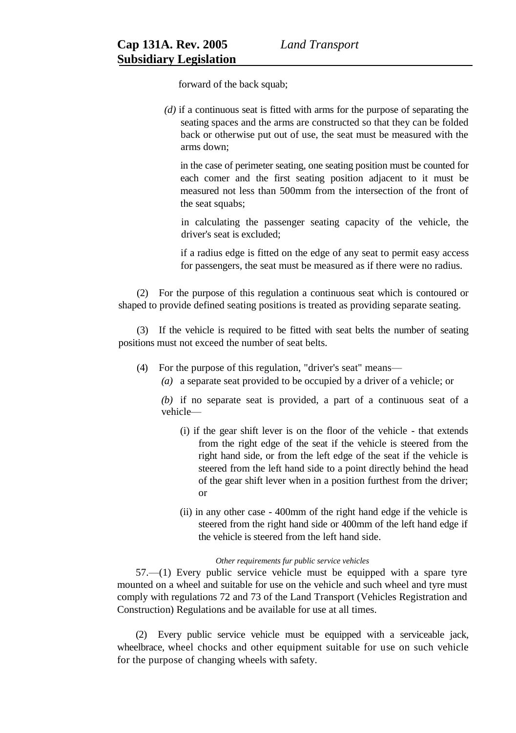forward of the back squab;

*(d)* if a continuous seat is fitted with arms for the purpose of separating the seating spaces and the arms are constructed so that they can be folded back or otherwise put out of use, the seat must be measured with the arms down;

in the case of perimeter seating, one seating position must be counted for each comer and the first seating position adjacent to it must be measured not less than 500mm from the intersection of the front of the seat squabs;

in calculating the passenger seating capacity of the vehicle, the driver's seat is excluded;

if a radius edge is fitted on the edge of any seat to permit easy access for passengers, the seat must be measured as if there were no radius.

(2) For the purpose of this regulation a continuous seat which is contoured or shaped to provide defined seating positions is treated as providing separate seating.

(3) If the vehicle is required to be fitted with seat belts the number of seating positions must not exceed the number of seat belts.

(4) For the purpose of this regulation, "driver's seat" means—

*(a)* a separate seat provided to be occupied by a driver of a vehicle; or

*(b)* if no separate seat is provided, a part of a continuous seat of a vehicle—

(i) if the gear shift lever is on the floor of the vehicle - that extends from the right edge of the seat if the vehicle is steered from the right hand side, or from the left edge of the seat if the vehicle is steered from the left hand side to a point directly behind the head of the gear shift lever when in a position furthest from the driver; or

(ii) in any other case - 400mm of the right hand edge if the vehicle is steered from the right hand side or 400mm of the left hand edge if the vehicle is steered from the left hand side.

*Other requirements fur public service vehicles*

57.—(1) Every public service vehicle must be equipped with a spare tyre mounted on a wheel and suitable for use on the vehicle and such wheel and tyre must comply with regulations 72 and 73 of the Land Transport (Vehicles Registration and Construction) Regulations and be available for use at all times.

(2) Every public service vehicle must be equipped with a serviceable jack, wheelbrace, wheel chocks and other equipment suitable for use on such vehicle for the purpose of changing wheels with safety.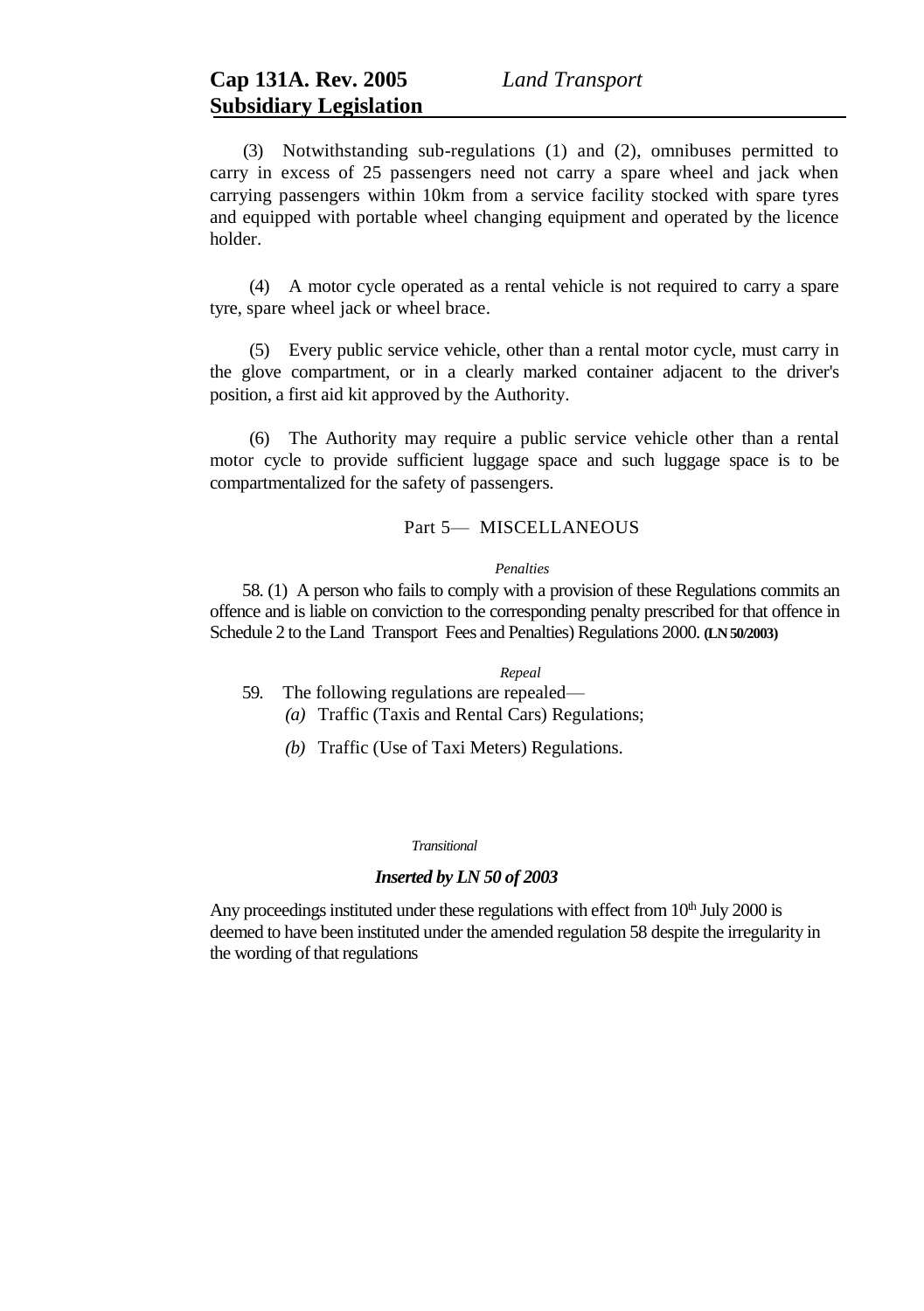(3) Notwithstanding sub-regulations (1) and (2), omnibuses permitted to carry in excess of 25 passengers need not carry a spare wheel and jack when carrying passengers within 10km from a service facility stocked with spare tyres and equipped with portable wheel changing equipment and operated by the licence holder.

(4) A motor cycle operated as a rental vehicle is not required to carry a spare tyre, spare wheel jack or wheel brace.

(5) Every public service vehicle, other than a rental motor cycle, must carry in the glove compartment, or in a clearly marked container adjacent to the driver's position, a first aid kit approved by the Authority.

(6) The Authority may require a public service vehicle other than a rental motor cycle to provide sufficient luggage space and such luggage space is to be compartmentalized for the safety of passengers.

## Part 5— MISCELLANEOUS

*Penalties*

58. (1) A person who fails to comply with a provision of these Regulations commits an offence and is liable on conviction to the corresponding penalty prescribed for that offence in Schedule 2 to the Land Transport Fees and Penalties) Regulations 2000. **(LN 50/2003)**

*Repeal*

59. The following regulations are repealed—

*(a)* Traffic (Taxis and Rental Cars) Regulations;

*(b)* Traffic (Use of Taxi Meters) Regulations.

*Transitional*

***Inserted by LN 50 of 2003***

Any proceedings instituted under these regulations with effect from 10th July 2000 is deemed to have been instituted under the amended regulation 58 despite the irregularity in the wording of that regulations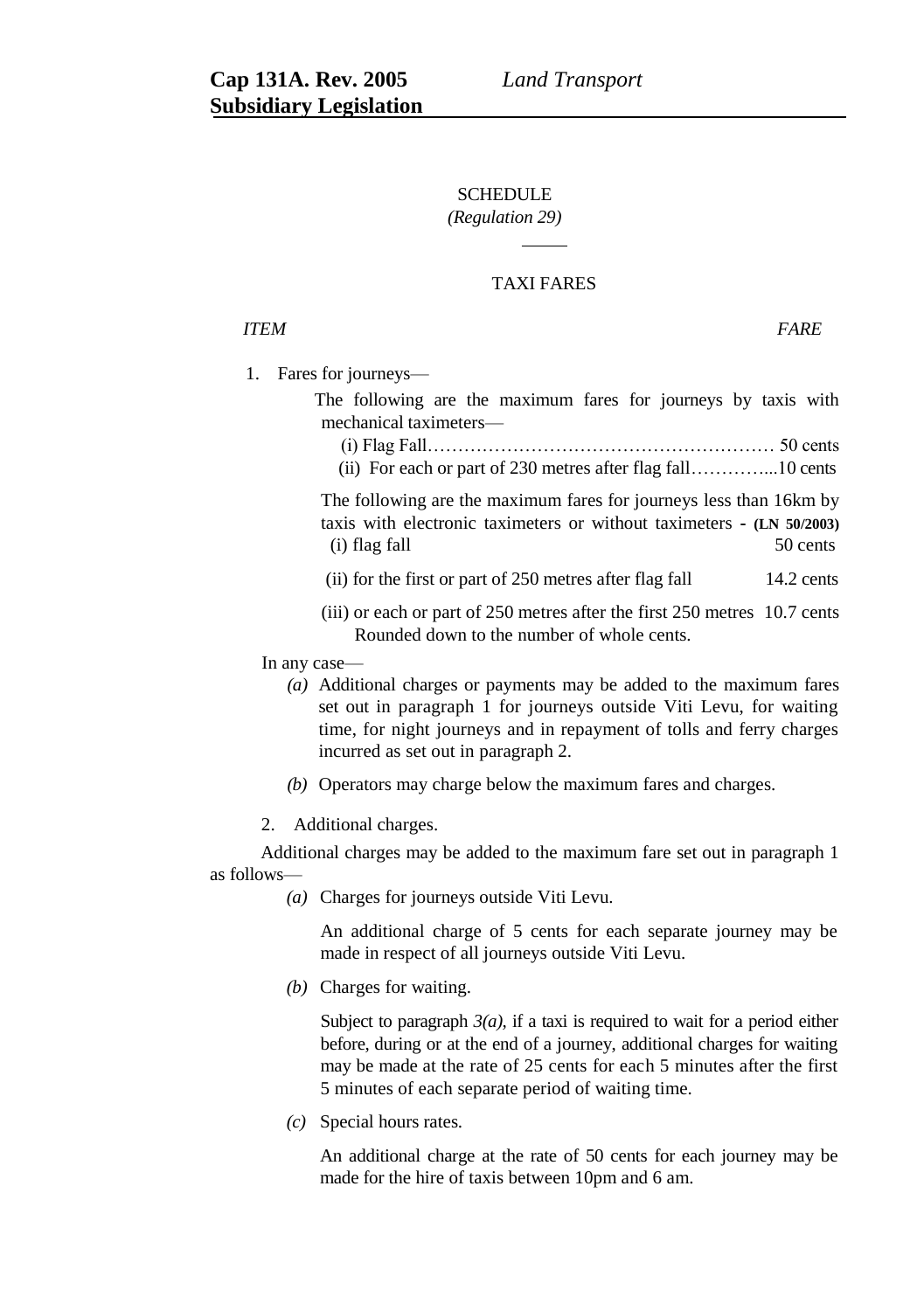SCHEDULE

*(Regulation 29)*

TAXI FARES

*ITEM* *FARE*

1. Fares for journeys—

The following are the maximum fares for journeys by taxis with mechanical taximeters—

(i) Flag Fall………………………………………………… 50 cents

(ii) For each or part of 230 metres after flag fall…………...10 cents

The following are the maximum fares for journeys less than 16km by taxis with electronic taximeters or without taximeters - **(LN 50/2003)**

(i) flag fall 50 cents

(ii) for the first or part of 250 metres after flag fall 14.2 cents

(iii) or each or part of 250 metres after the first 250 metres 10.7 cents Rounded down to the number of whole cents.

In any case—

*(a)* Additional charges or payments may be added to the maximum fares set out in paragraph 1 for journeys outside Viti Levu, for waiting time, for night journeys and in repayment of tolls and ferry charges incurred as set out in paragraph 2.

*(b)* Operators may charge below the maximum fares and charges.

2. Additional charges.

Additional charges may be added to the maximum fare set out in paragraph 1 as follows—

*(a)* Charges for journeys outside Viti Levu.

An additional charge of 5 cents for each separate journey may be made in respect of all journeys outside Viti Levu.

*(b)* Charges for waiting.

Subject to paragraph *3(a),* if a taxi is required to wait for a period either before, during or at the end of a journey, additional charges for waiting may be made at the rate of 25 cents for each 5 minutes after the first 5 minutes of each separate period of waiting time.

*(c)* Special hours rates.

An additional charge at the rate of 50 cents for each journey may be made for the hire of taxis between 10pm and 6 am.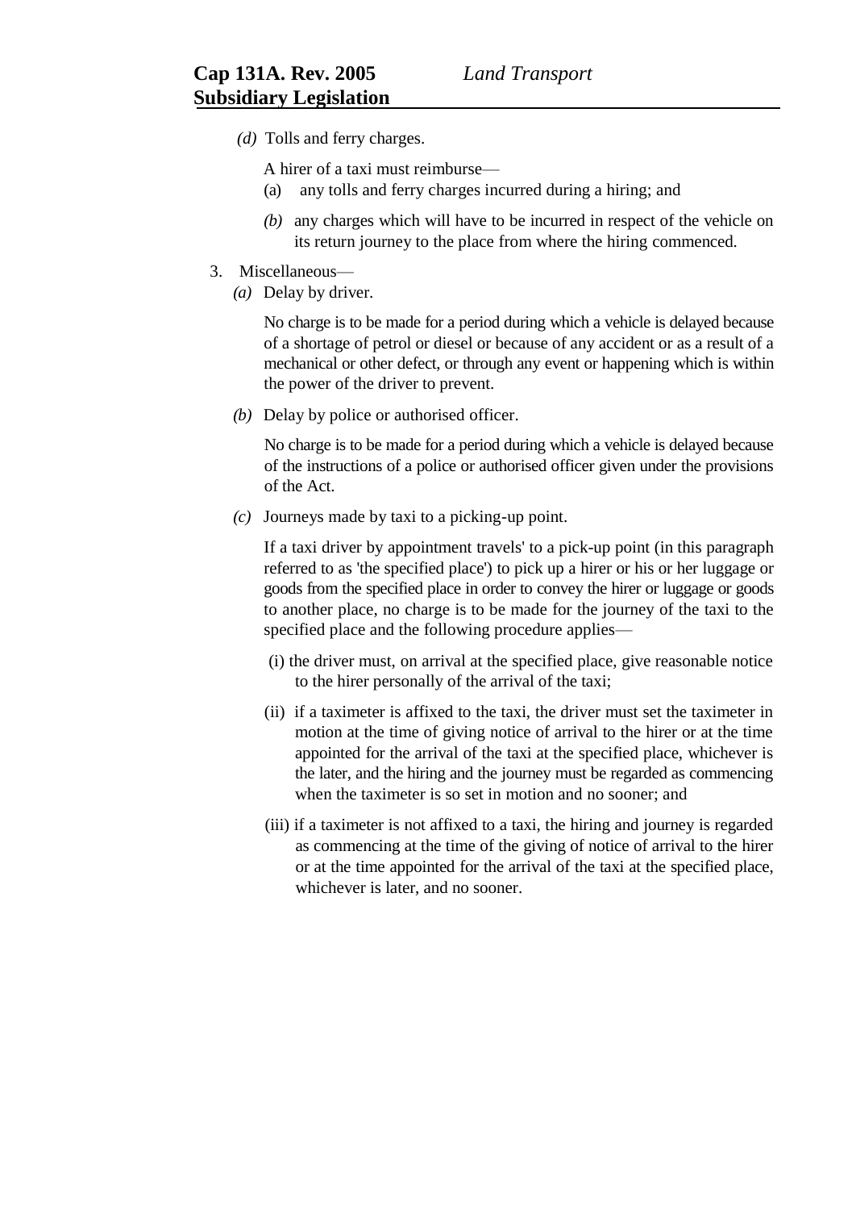*(d)* Tolls and ferry charges.

A hirer of a taxi must reimburse—

(a) any tolls and ferry charges incurred during a hiring; and

*(b)* any charges which will have to be incurred in respect of the vehicle on its return journey to the place from where the hiring commenced.

3. Miscellaneous—

*(a)* Delay by driver.

No charge is to be made for a period during which a vehicle is delayed because of a shortage of petrol or diesel or because of any accident or as a result of a mechanical or other defect, or through any event or happening which is within the power of the driver to prevent.

*(b)* Delay by police or authorised officer.

No charge is to be made for a period during which a vehicle is delayed because of the instructions of a police or authorised officer given under the provisions of the Act.

*(c)* Journeys made by taxi to a picking-up point.

If a taxi driver by appointment travels' to a pick-up point (in this paragraph referred to as 'the specified place') to pick up a hirer or his or her luggage or goods from the specified place in order to convey the hirer or luggage or goods to another place, no charge is to be made for the journey of the taxi to the specified place and the following procedure applies—

(i) the driver must, on arrival at the specified place, give reasonable notice to the hirer personally of the arrival of the taxi;

(ii) if a taximeter is affixed to the taxi, the driver must set the taximeter in motion at the time of giving notice of arrival to the hirer or at the time appointed for the arrival of the taxi at the specified place, whichever is the later, and the hiring and the journey must be regarded as commencing when the taximeter is so set in motion and no sooner; and

(iii) if a taximeter is not affixed to a taxi, the hiring and journey is regarded as commencing at the time of the giving of notice of arrival to the hirer or at the time appointed for the arrival of the taxi at the specified place, whichever is later, and no sooner.